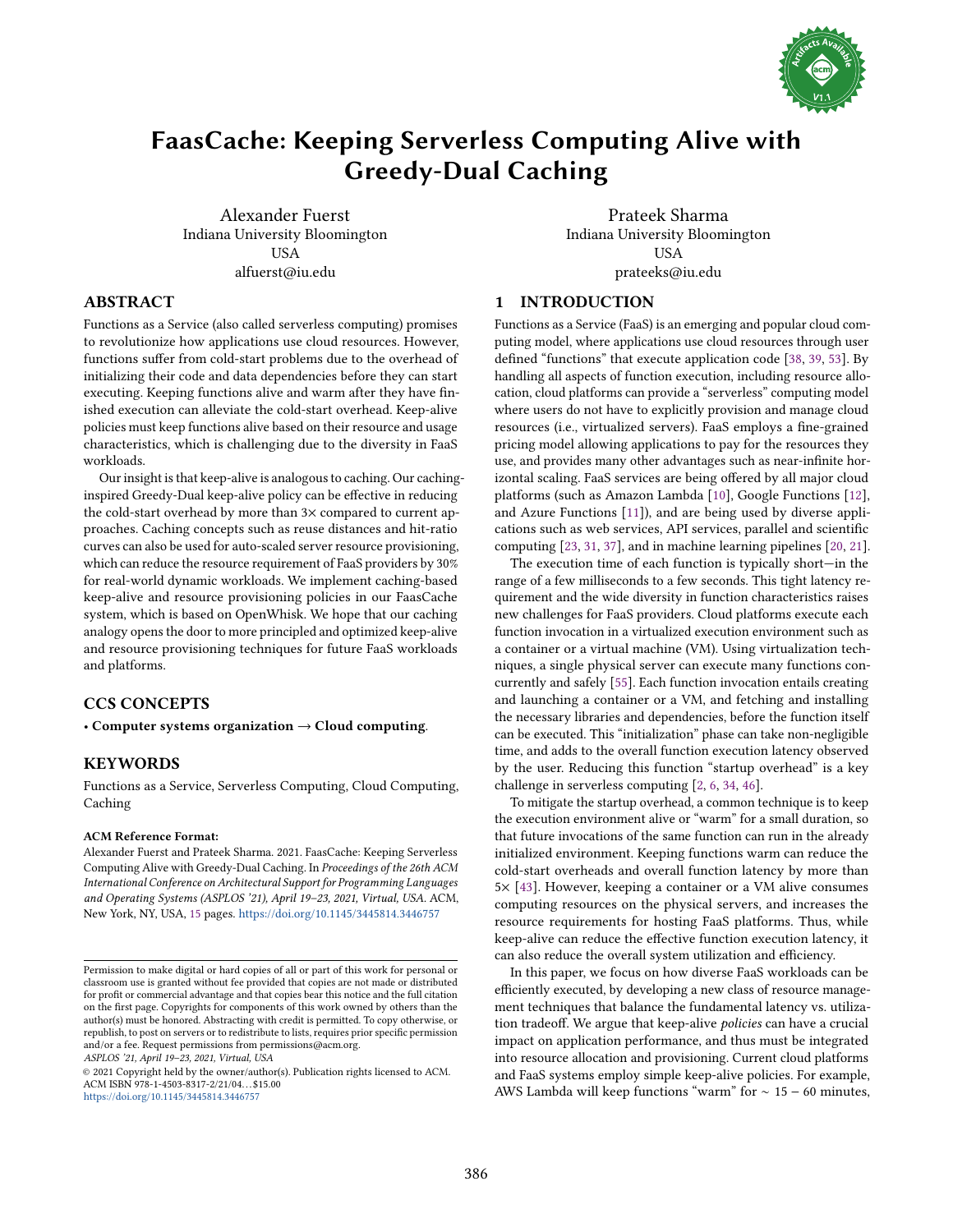# FaasCache: Keeping Serverless Computing Alive with Greedy-Dual Caching

Alexander Fuerst
Indiana University Bloomington
USA
alfuerst@iu.edu

Prateek Sharma
Indiana University Bloomington
USA
prateeks@iu.edu

## ABSTRACT

Functions as a Service (also called serverless computing) promises to revolutionize how applications use cloud resources. However, functions suffer from cold-start problems due to the overhead of initializing their code and data dependencies before they can start executing. Keeping functions alive and warm after they have finished execution can alleviate the cold-start overhead. Keep-alive policies must keep functions alive based on their resource and usage characteristics, which is challenging due to the diversity in FaaS workloads.

Our insight is that keep-alive is analogous to caching. Our caching-inspired Greedy-Dual keep-alive policy can be effective in reducing the cold-start overhead by more than 3× compared to current approaches. Caching concepts such as reuse distances and hit-ratio curves can also be used for auto-scaled server resource provisioning, which can reduce the resource requirement of FaaS providers by 30% for real-world dynamic workloads. We implement caching-based keep-alive and resource provisioning policies in our FaasCache system, which is based on OpenWhisk. We hope that our caching analogy opens the door to more principled and optimized keep-alive and resource provisioning techniques for future FaaS workloads and platforms.

## CCS CONCEPTS

• **Computer systems organization → Cloud computing**.

## KEYWORDS

Functions as a Service, Serverless Computing, Cloud Computing, Caching

**ACM Reference Format:**
Alexander Fuerst and Prateek Sharma. 2021. FaasCache: Keeping Serverless Computing Alive with Greedy-Dual Caching. In *Proceedings of the 26th ACM International Conference on Architectural Support for Programming Languages and Operating Systems (ASPLOS '21), April 19–23, 2021, Virtual, USA.* ACM, New York, NY, USA, 15 pages. https://doi.org/10.1145/3445814.3446757

Permission to make digital or hard copies of all or part of this work for personal or classroom use is granted without fee provided that copies are not made or distributed for profit or commercial advantage and that copies bear this notice and the full citation on the first page. Copyrights for components of this work owned by others than the author(s) must be honored. Abstracting with credit is permitted. To copy otherwise, or republish, to post on servers or to redistribute to lists, requires prior specific permission and/or a fee. Request permissions from permissions@acm.org.
*ASPLOS '21, April 19–23, 2021, Virtual, USA*
© 2021 Copyright held by the owner/author(s). Publication rights licensed to ACM.
ACM ISBN 978-1-4503-8317-2/21/04...$15.00
https://doi.org/10.1145/3445814.3446757

## 1 INTRODUCTION

Functions as a Service (FaaS) is an emerging and popular cloud computing model, where applications use cloud resources through user defined "functions" that execute application code [38, 39, 53]. By handling all aspects of function execution, including resource allocation, cloud platforms can provide a "serverless" computing model where users do not have to explicitly provision and manage cloud resources (i.e., virtualized servers). FaaS employs a fine-grained pricing model allowing applications to pay for the resources they use, and provides many other advantages such as near-infinite horizontal scaling. FaaS services are being offered by all major cloud platforms (such as Amazon Lambda [10], Google Functions [12], and Azure Functions [11]), and are being used by diverse applications such as web services, API services, parallel and scientific computing [23, 31, 37], and in machine learning pipelines [20, 21].

The execution time of each function is typically short—in the range of a few milliseconds to a few seconds. This tight latency requirement and the wide diversity in function characteristics raises new challenges for FaaS providers. Cloud platforms execute each function invocation in a virtualized execution environment such as a container or a virtual machine (VM). Using virtualization techniques, a single physical server can execute many functions concurrently and safely [55]. Each function invocation entails creating and launching a container or a VM, and fetching and installing the necessary libraries and dependencies, before the function itself can be executed. This "initialization" phase can take non-negligible time, and adds to the overall function execution latency observed by the user. Reducing this function "startup overhead" is a key challenge in serverless computing [2, 6, 34, 46].

To mitigate the startup overhead, a common technique is to keep the execution environment alive or "warm" for a small duration, so that future invocations of the same function can run in the already initialized environment. Keeping functions warm can reduce the cold-start overheads and overall function latency by more than 5× [43]. However, keeping a container or a VM alive consumes computing resources on the physical servers, and increases the resource requirements for hosting FaaS platforms. Thus, while keep-alive can reduce the effective function execution latency, it can also reduce the overall system utilization and efficiency.

In this paper, we focus on how diverse FaaS workloads can be efficiently executed, by developing a new class of resource management techniques that balance the fundamental latency vs. utilization tradeoff. We argue that keep-alive *policies* can have a crucial impact on application performance, and thus must be integrated into resource allocation and provisioning. Current cloud platforms and FaaS systems employ simple keep-alive policies. For example, AWS Lambda will keep functions "warm" for $\sim 15 - 60$ minutes,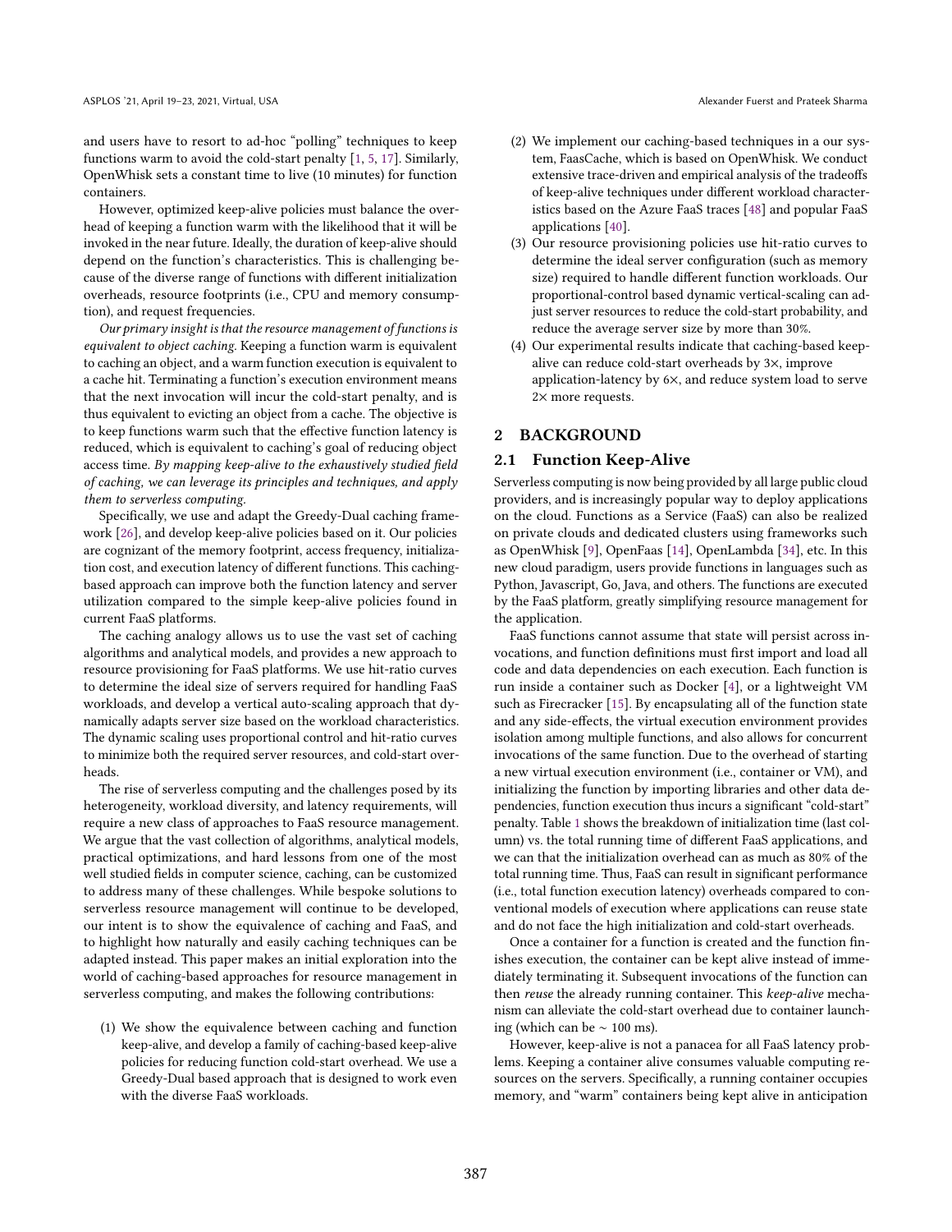and users have to resort to ad-hoc "polling" techniques to keep functions warm to avoid the cold-start penalty [1, 5, 17]. Similarly, OpenWhisk sets a constant time to live (10 minutes) for function containers.

However, optimized keep-alive policies must balance the overhead of keeping a function warm with the likelihood that it will be invoked in the near future. Ideally, the duration of keep-alive should depend on the function's characteristics. This is challenging because of the diverse range of functions with different initialization overheads, resource footprints (i.e., CPU and memory consumption), and request frequencies.

*Our primary insight is that the resource management of functions is equivalent to object caching.* Keeping a function warm is equivalent to caching an object, and a warm function execution is equivalent to a cache hit. Terminating a function's execution environment means that the next invocation will incur the cold-start penalty, and is thus equivalent to evicting an object from a cache. The objective is to keep functions warm such that the effective function latency is reduced, which is equivalent to caching's goal of reducing object access time. *By mapping keep-alive to the exhaustively studied field of caching, we can leverage its principles and techniques, and apply them to serverless computing.*

Specifically, we use and adapt the Greedy-Dual caching framework [26], and develop keep-alive policies based on it. Our policies are cognizant of the memory footprint, access frequency, initialization cost, and execution latency of different functions. This caching-based approach can improve both the function latency and server utilization compared to the simple keep-alive policies found in current FaaS platforms.

The caching analogy allows us to use the vast set of caching algorithms and analytical models, and provides a new approach to resource provisioning for FaaS platforms. We use hit-ratio curves to determine the ideal size of servers required for handling FaaS workloads, and develop a vertical auto-scaling approach that dynamically adapts server size based on the workload characteristics. The dynamic scaling uses proportional control and hit-ratio curves to minimize both the required server resources, and cold-start overheads.

The rise of serverless computing and the challenges posed by its heterogeneity, workload diversity, and latency requirements, will require a new class of approaches to FaaS resource management. We argue that the vast collection of algorithms, analytical models, practical optimizations, and hard lessons from one of the most well studied fields in computer science, caching, can be customized to address many of these challenges. While bespoke solutions to serverless resource management will continue to be developed, our intent is to show the equivalence of caching and FaaS, and to highlight how naturally and easily caching techniques can be adapted instead. This paper makes an initial exploration into the world of caching-based approaches for resource management in serverless computing, and makes the following contributions:

1. We show the equivalence between caching and function keep-alive, and develop a family of caching-based keep-alive policies for reducing function cold-start overhead. We use a Greedy-Dual based approach that is designed to work even with the diverse FaaS workloads.
2. We implement our caching-based techniques in a our system, FaasCache, which is based on OpenWhisk. We conduct extensive trace-driven and empirical analysis of the tradeoffs of keep-alive techniques under different workload characteristics based on the Azure FaaS traces [48] and popular FaaS applications [40].
3. Our resource provisioning policies use hit-ratio curves to determine the ideal server configuration (such as memory size) required to handle different function workloads. Our proportional-control based dynamic vertical-scaling can adjust server resources to reduce the cold-start probability, and reduce the average server size by more than 30%.
4. Our experimental results indicate that caching-based keep-alive can reduce cold-start overheads by 3×, improve application-latency by 6×, and reduce system load to serve 2× more requests.

## 2 BACKGROUND

### 2.1 Function Keep-Alive

Serverless computing is now being provided by all large public cloud providers, and is increasingly popular way to deploy applications on the cloud. Functions as a Service (FaaS) can also be realized on private clouds and dedicated clusters using frameworks such as OpenWhisk [9], OpenFaas [14], OpenLambda [34], etc. In this new cloud paradigm, users provide functions in languages such as Python, Javascript, Go, Java, and others. The functions are executed by the FaaS platform, greatly simplifying resource management for the application.

FaaS functions cannot assume that state will persist across invocations, and function definitions must first import and load all code and data dependencies on each execution. Each function is run inside a container such as Docker [4], or a lightweight VM such as Firecracker [15]. By encapsulating all of the function state and any side-effects, the virtual execution environment provides isolation among multiple functions, and also allows for concurrent invocations of the same function. Due to the overhead of starting a new virtual execution environment (i.e., container or VM), and initializing the function by importing libraries and other data dependencies, function execution thus incurs a significant "cold-start" penalty. Table 1 shows the breakdown of initialization time (last column) vs. the total running time of different FaaS applications, and we can that the initialization overhead can as much as 80% of the total running time. Thus, FaaS can result in significant performance (i.e., total function execution latency) overheads compared to conventional models of execution where applications can reuse state and do not face the high initialization and cold-start overheads.

Once a container for a function is created and the function finishes execution, the container can be kept alive instead of immediately terminating it. Subsequent invocations of the function can then *reuse* the already running container. This *keep-alive* mechanism can alleviate the cold-start overhead due to container launching (which can be $\sim$ 100 ms).

However, keep-alive is not a panacea for all FaaS latency problems. Keeping a container alive consumes valuable computing resources on the servers. Specifically, a running container occupies memory, and "warm" containers being kept alive in anticipation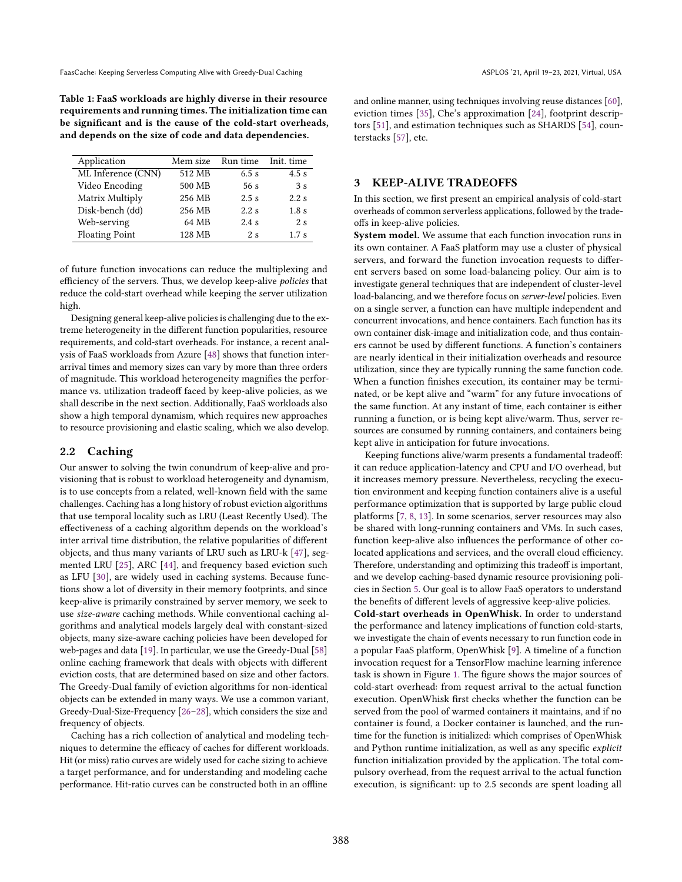**Table 1: FaaS workloads are highly diverse in their resource requirements and running times. The initialization time can be significant and is the cause of the cold-start overheads, and depends on the size of code and data dependencies.**

| Application | Mem size | Run time | Init. time |
|---|---|---|---|
| ML Inference (CNN) | 512 MB | 6.5 s | 4.5 s |
| Video Encoding | 500 MB | 56 s | 3 s |
| Matrix Multiply | 256 MB | 2.5 s | 2.2 s |
| Disk-bench (dd) | 256 MB | 2.2 s | 1.8 s |
| Web-serving | 64 MB | 2.4 s | 2 s |
| Floating Point | 128 MB | 2 s | 1.7 s |

of future function invocations can reduce the multiplexing and efficiency of the servers. Thus, we develop keep-alive *policies* that reduce the cold-start overhead while keeping the server utilization high.

Designing general keep-alive policies is challenging due to the extreme heterogeneity in the different function popularities, resource requirements, and cold-start overheads. For instance, a recent analysis of FaaS workloads from Azure [48] shows that function inter-arrival times and memory sizes can vary by more than three orders of magnitude. This workload heterogeneity magnifies the performance vs. utilization tradeoff faced by keep-alive policies, as we shall describe in the next section. Additionally, FaaS workloads also show a high temporal dynamism, which requires new approaches to resource provisioning and elastic scaling, which we also develop.

## 2.2 Caching

Our answer to solving the twin conundrum of keep-alive and provisioning that is robust to workload heterogeneity and dynamism, is to use concepts from a related, well-known field with the same challenges. Caching has a long history of robust eviction algorithms that use temporal locality such as LRU (Least Recently Used). The effectiveness of a caching algorithm depends on the workload's inter arrival time distribution, the relative popularities of different objects, and thus many variants of LRU such as LRU-k [47], segmented LRU [25], ARC [44], and frequency based eviction such as LFU [30], are widely used in caching systems. Because functions show a lot of diversity in their memory footprints, and since keep-alive is primarily constrained by server memory, we seek to use *size-aware* caching methods. While conventional caching algorithms and analytical models largely deal with constant-sized objects, many size-aware caching policies have been developed for web-pages and data [19]. In particular, we use the Greedy-Dual [58] online caching framework that deals with objects with different eviction costs, that are determined based on size and other factors. The Greedy-Dual family of eviction algorithms for non-identical objects can be extended in many ways. We use a common variant, Greedy-Dual-Size-Frequency [26–28], which considers the size and frequency of objects.

Caching has a rich collection of analytical and modeling techniques to determine the efficacy of caches for different workloads. Hit (or miss) ratio curves are widely used for cache sizing to achieve a target performance, and for understanding and modeling cache performance. Hit-ratio curves can be constructed both in an offline and online manner, using techniques involving reuse distances [60], eviction times [35], Che's approximation [24], footprint descriptors [51], and estimation techniques such as SHARDS [54], counterstacks [57], etc.

# 3 KEEP-ALIVE TRADEOFFS

In this section, we first present an empirical analysis of cold-start overheads of common serverless applications, followed by the tradeoffs in keep-alive policies.

**System model.** We assume that each function invocation runs in its own container. A FaaS platform may use a cluster of physical servers, and forward the function invocation requests to different servers based on some load-balancing policy. Our aim is to investigate general techniques that are independent of cluster-level load-balancing, and we therefore focus on *server-level* policies. Even on a single server, a function can have multiple independent and concurrent invocations, and hence containers. Each function has its own container disk-image and initialization code, and thus containers cannot be used by different functions. A function's containers are nearly identical in their initialization overheads and resource utilization, since they are typically running the same function code. When a function finishes execution, its container may be terminated, or be kept alive and "warm" for any future invocations of the same function. At any instant of time, each container is either running a function, or is being kept alive/warm. Thus, server resources are consumed by running containers, and containers being kept alive in anticipation for future invocations.

Keeping functions alive/warm presents a fundamental tradeoff: it can reduce application-latency and CPU and I/O overhead, but it increases memory pressure. Nevertheless, recycling the execution environment and keeping function containers alive is a useful performance optimization that is supported by large public cloud platforms [7, 8, 13]. In some scenarios, server resources may also be shared with long-running containers and VMs. In such cases, function keep-alive also influences the performance of other co-located applications and services, and the overall cloud efficiency. Therefore, understanding and optimizing this tradeoff is important, and we develop caching-based dynamic resource provisioning policies in Section 5. Our goal is to allow FaaS operators to understand the benefits of different levels of aggressive keep-alive policies.

**Cold-start overheads in OpenWhisk.** In order to understand the performance and latency implications of function cold-starts, we investigate the chain of events necessary to run function code in a popular FaaS platform, OpenWhisk [9]. A timeline of a function invocation request for a TensorFlow machine learning inference task is shown in Figure 1. The figure shows the major sources of cold-start overhead: from request arrival to the actual function execution. OpenWhisk first checks whether the function can be served from the pool of warmed containers it maintains, and if no container is found, a Docker container is launched, and the runtime for the function is initialized: which comprises of OpenWhisk and Python runtime initialization, as well as any specific *explicit* function initialization provided by the application. The total compulsory overhead, from the request arrival to the actual function execution, is significant: up to 2.5 seconds are spent loading all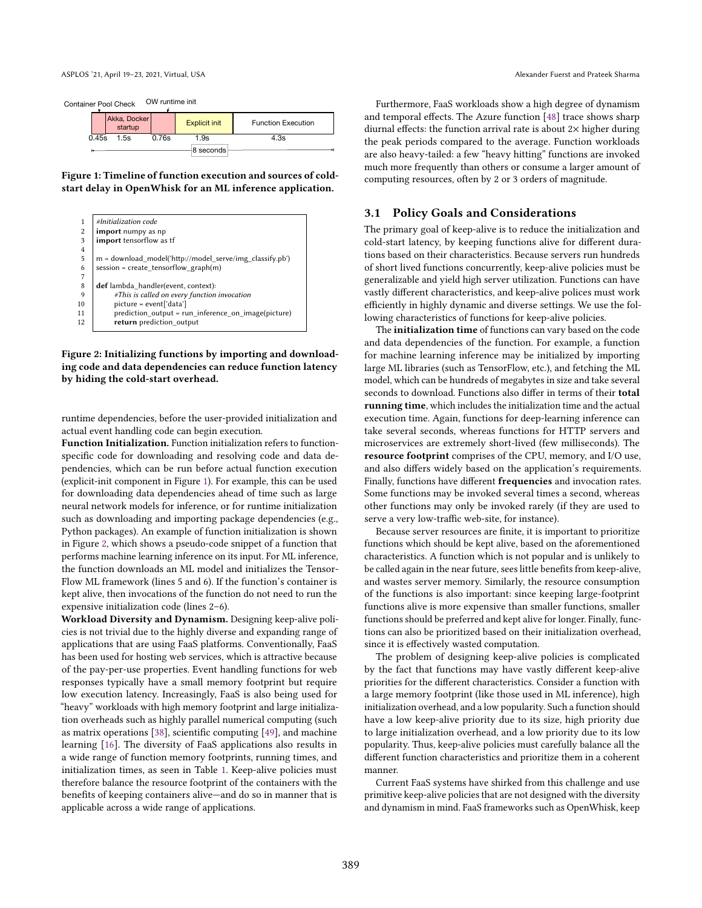Container Pool Check | OW runtime init

| | Akka, Docker startup | | Explicit init | Function Execution |
|---|---|---|---|---|
| 0.45s | 1.5s | 0.76s | 1.9s | 4.3s |

8 seconds

**Figure 1: Timeline of function execution and sources of cold-start delay in OpenWhisk for an ML inference application.**

```
1   #Initialization code
2   import numpy as np
3   import tensorflow as tf
4
5   m = download_model('http://model_serve/img_classify.pb')
6   session = create_tensorflow_graph(m)
7
8   def lambda_handler(event, context):
9       #This is called on every function invocation
10      picture = event['data']
11      prediction_output = run_inference_on_image(picture)
12      return prediction_output
```

**Figure 2: Initializing functions by importing and downloading code and data dependencies can reduce function latency by hiding the cold-start overhead.**

runtime dependencies, before the user-provided initialization and actual event handling code can begin execution.

**Function Initialization.** Function initialization refers to function-specific code for downloading and resolving code and data dependencies, which can be run before actual function execution (explicit-init component in Figure 1). For example, this can be used for downloading data dependencies ahead of time such as large neural network models for inference, or for runtime initialization such as downloading and importing package dependencies (e.g., Python packages). An example of function initialization is shown in Figure 2, which shows a pseudo-code snippet of a function that performs machine learning inference on its input. For ML inference, the function downloads an ML model and initializes the TensorFlow ML framework (lines 5 and 6). If the function's container is kept alive, then invocations of the function do not need to run the expensive initialization code (lines 2–6).

**Workload Diversity and Dynamism.** Designing keep-alive policies is not trivial due to the highly diverse and expanding range of applications that are using FaaS platforms. Conventionally, FaaS has been used for hosting web services, which is attractive because of the pay-per-use properties. Event handling functions for web responses typically have a small memory footprint but require low execution latency. Increasingly, FaaS is also being used for "heavy" workloads with high memory footprint and large initialization overheads such as highly parallel numerical computing (such as matrix operations [38], scientific computing [49], and machine learning [16]. The diversity of FaaS applications also results in a wide range of function memory footprints, running times, and initialization times, as seen in Table 1. Keep-alive policies must therefore balance the resource footprint of the containers with the benefits of keeping containers alive—and do so in manner that is applicable across a wide range of applications.

Furthermore, FaaS workloads show a high degree of dynamism and temporal effects. The Azure function [48] trace shows sharp diurnal effects: the function arrival rate is about 2× higher during the peak periods compared to the average. Function workloads are also heavy-tailed: a few "heavy hitting" functions are invoked much more frequently than others or consume a larger amount of computing resources, often by 2 or 3 orders of magnitude.

## 3.1 Policy Goals and Considerations

The primary goal of keep-alive is to reduce the initialization and cold-start latency, by keeping functions alive for different durations based on their characteristics. Because servers run hundreds of short lived functions concurrently, keep-alive policies must be generalizable and yield high server utilization. Functions can have vastly different characteristics, and keep-alive polices must work efficiently in highly dynamic and diverse settings. We use the following characteristics of functions for keep-alive policies.

The **initialization time** of functions can vary based on the code and data dependencies of the function. For example, a function for machine learning inference may be initialized by importing large ML libraries (such as TensorFlow, etc.), and fetching the ML model, which can be hundreds of megabytes in size and take several seconds to download. Functions also differ in terms of their **total running time**, which includes the initialization time and the actual execution time. Again, functions for deep-learning inference can take several seconds, whereas functions for HTTP servers and microservices are extremely short-lived (few milliseconds). The **resource footprint** comprises of the CPU, memory, and I/O use, and also differs widely based on the application's requirements. Finally, functions have different **frequencies** and invocation rates. Some functions may be invoked several times a second, whereas other functions may only be invoked rarely (if they are used to serve a very low-traffic web-site, for instance).

Because server resources are finite, it is important to prioritize functions which should be kept alive, based on the aforementioned characteristics. A function which is not popular and is unlikely to be called again in the near future, sees little benefits from keep-alive, and wastes server memory. Similarly, the resource consumption of the functions is also important: since keeping large-footprint functions alive is more expensive than smaller functions, smaller functions should be preferred and kept alive for longer. Finally, functions can also be prioritized based on their initialization overhead, since it is effectively wasted computation.

The problem of designing keep-alive policies is complicated by the fact that functions may have vastly different keep-alive priorities for the different characteristics. Consider a function with a large memory footprint (like those used in ML inference), high initialization overhead, and a low popularity. Such a function should have a low keep-alive priority due to its size, high priority due to large initialization overhead, and a low priority due to its low popularity. Thus, keep-alive policies must carefully balance all the different function characteristics and prioritize them in a coherent manner.

Current FaaS systems have shirked from this challenge and use primitive keep-alive policies that are not designed with the diversity and dynamism in mind. FaaS frameworks such as OpenWhisk, keep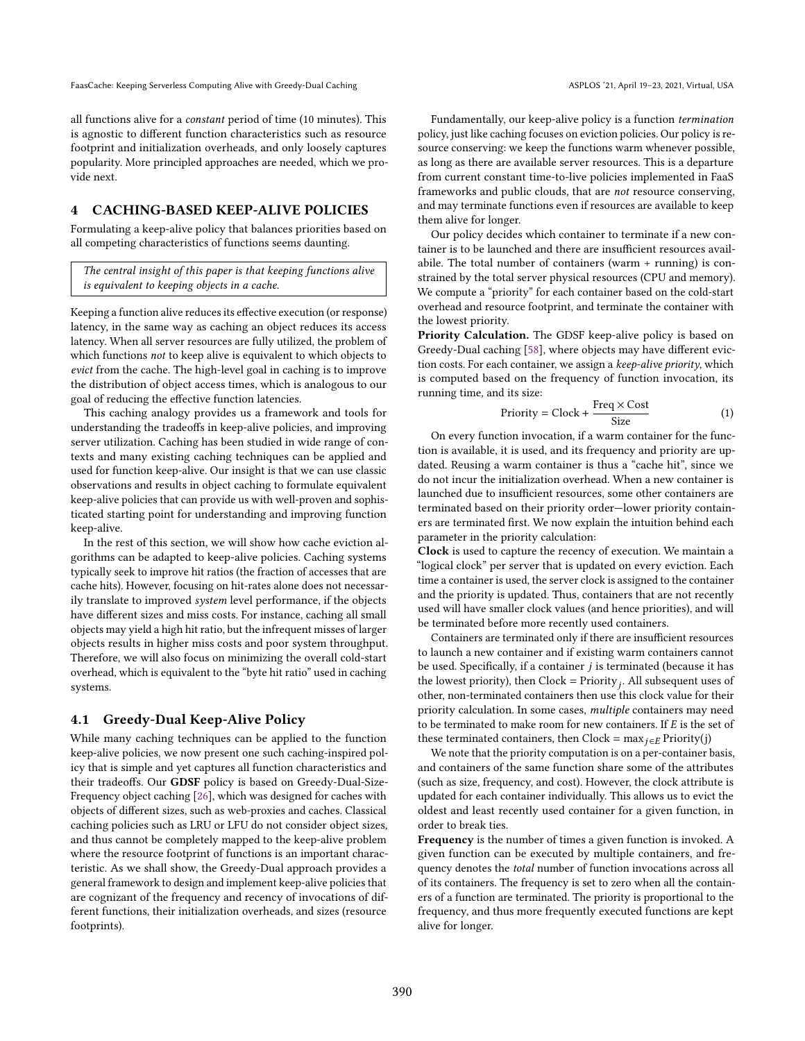all functions alive for a *constant* period of time (10 minutes). This is agnostic to different function characteristics such as resource footprint and initialization overheads, and only loosely captures popularity. More principled approaches are needed, which we provide next.

## 4 CACHING-BASED KEEP-ALIVE POLICIES

Formulating a keep-alive policy that balances priorities based on all competing characteristics of functions seems daunting.

> *The central insight of this paper is that keeping functions alive is equivalent to keeping objects in a cache.*

Keeping a function alive reduces its effective execution (or response) latency, in the same way as caching an object reduces its access latency. When all server resources are fully utilized, the problem of which functions *not* to keep alive is equivalent to which objects to *evict* from the cache. The high-level goal in caching is to improve the distribution of object access times, which is analogous to our goal of reducing the effective function latencies.

This caching analogy provides us a framework and tools for understanding the tradeoffs in keep-alive policies, and improving server utilization. Caching has been studied in wide range of contexts and many existing caching techniques can be applied and used for function keep-alive. Our insight is that we can use classic observations and results in object caching to formulate equivalent keep-alive policies that can provide us with well-proven and sophisticated starting point for understanding and improving function keep-alive.

In the rest of this section, we will show how cache eviction algorithms can be adapted to keep-alive policies. Caching systems typically seek to improve hit ratios (the fraction of accesses that are cache hits). However, focusing on hit-rates alone does not necessarily translate to improved *system* level performance, if the objects have different sizes and miss costs. For instance, caching all small objects may yield a high hit ratio, but the infrequent misses of larger objects results in higher miss costs and poor system throughput. Therefore, we will also focus on minimizing the overall cold-start overhead, which is equivalent to the "byte hit ratio" used in caching systems.

### 4.1 Greedy-Dual Keep-Alive Policy

While many caching techniques can be applied to the function keep-alive policies, we now present one such caching-inspired policy that is simple and yet captures all function characteristics and their tradeoffs. Our **GDSF** policy is based on Greedy-Dual-Size-Frequency object caching [26], which was designed for caches with objects of different sizes, such as web-proxies and caches. Classical caching policies such as LRU or LFU do not consider object sizes, and thus cannot be completely mapped to the keep-alive problem where the resource footprint of functions is an important characteristic. As we shall show, the Greedy-Dual approach provides a general framework to design and implement keep-alive policies that are cognizant of the frequency and recency of invocations of different functions, their initialization overheads, and sizes (resource footprints).

Fundamentally, our keep-alive policy is a function *termination* policy, just like caching focuses on eviction policies. Our policy is resource conserving: we keep the functions warm whenever possible, as long as there are available server resources. This is a departure from current constant time-to-live policies implemented in FaaS frameworks and public clouds, that are *not* resource conserving, and may terminate functions even if resources are available to keep them alive for longer.

Our policy decides which container to terminate if a new container is to be launched and there are insufficient resources availabile. The total number of containers (warm + running) is constrained by the total server physical resources (CPU and memory). We compute a "priority" for each container based on the cold-start overhead and resource footprint, and terminate the container with the lowest priority.

**Priority Calculation.** The GDSF keep-alive policy is based on Greedy-Dual caching [58], where objects may have different eviction costs. For each container, we assign a *keep-alive priority*, which is computed based on the frequency of function invocation, its running time, and its size:

$$\text{Priority} = \text{Clock} + \frac{\text{Freq} \times \text{Cost}}{\text{Size}} \tag{1}$$

On every function invocation, if a warm container for the function is available, it is used, and its frequency and priority are updated. Reusing a warm container is thus a "cache hit", since we do not incur the initialization overhead. When a new container is launched due to insufficient resources, some other containers are terminated based on their priority order—lower priority containers are terminated first. We now explain the intuition behind each parameter in the priority calculation:

**Clock** is used to capture the recency of execution. We maintain a "logical clock" per server that is updated on every eviction. Each time a container is used, the server clock is assigned to the container and the priority is updated. Thus, containers that are not recently used will have smaller clock values (and hence priorities), and will be terminated before more recently used containers.

Containers are terminated only if there are insufficient resources to launch a new container and if existing warm containers cannot be used. Specifically, if a container $j$ is terminated (because it has the lowest priority), then $\text{Clock} = \text{Priority}_j$. All subsequent uses of other, non-terminated containers then use this clock value for their priority calculation. In some cases, *multiple* containers may need to be terminated to make room for new containers. If $E$ is the set of these terminated containers, then $\text{Clock} = \max_{j \in E} \text{Priority(j)}$

We note that the priority computation is on a per-container basis, and containers of the same function share some of the attributes (such as size, frequency, and cost). However, the clock attribute is updated for each container individually. This allows us to evict the oldest and least recently used container for a given function, in order to break ties.

**Frequency** is the number of times a given function is invoked. A given function can be executed by multiple containers, and frequency denotes the *total* number of function invocations across all of its containers. The frequency is set to zero when all the containers of a function are terminated. The priority is proportional to the frequency, and thus more frequently executed functions are kept alive for longer.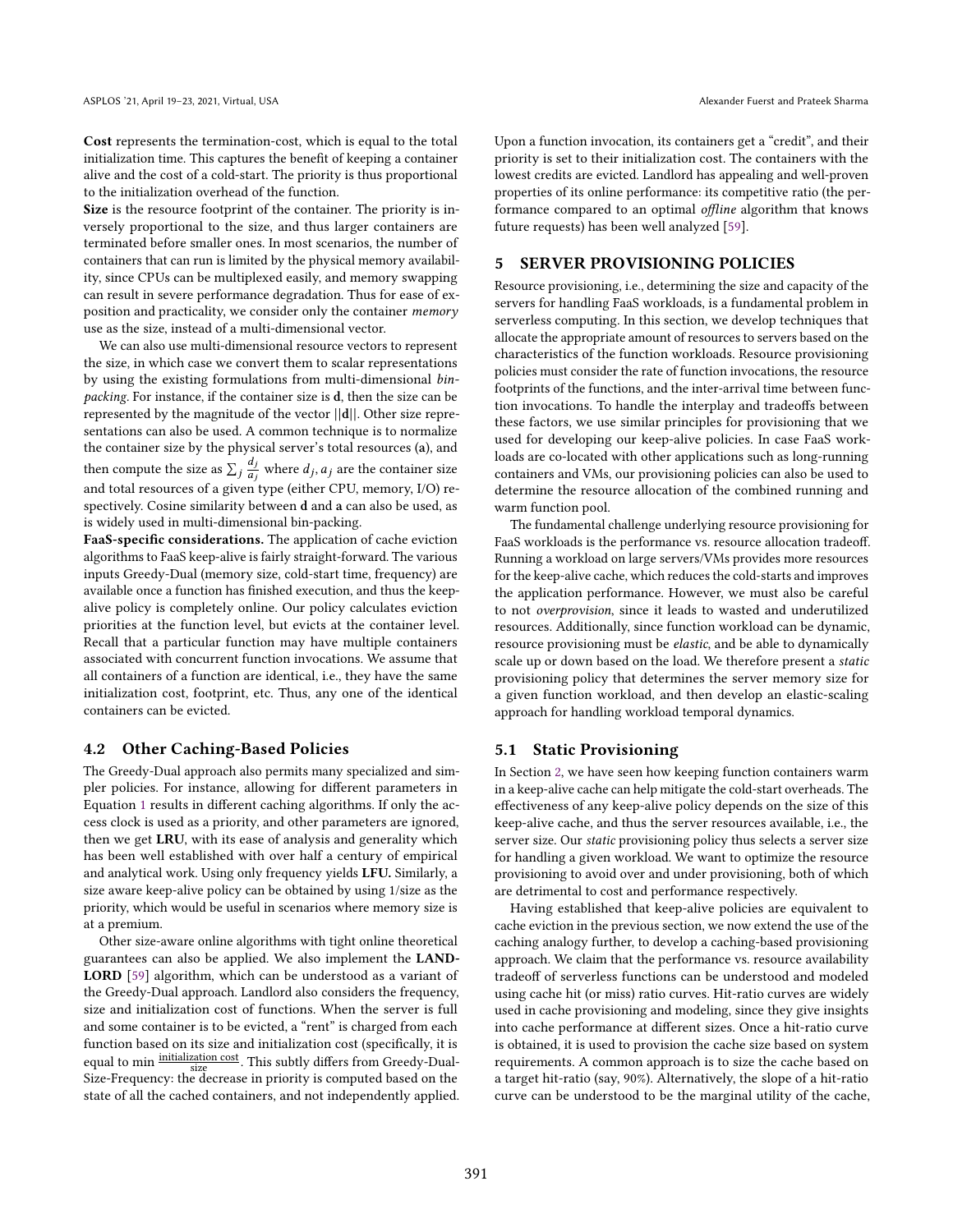**Cost** represents the termination-cost, which is equal to the total initialization time. This captures the benefit of keeping a container alive and the cost of a cold-start. The priority is thus proportional to the initialization overhead of the function.

**Size** is the resource footprint of the container. The priority is inversely proportional to the size, and thus larger containers are terminated before smaller ones. In most scenarios, the number of containers that can run is limited by the physical memory availability, since CPUs can be multiplexed easily, and memory swapping can result in severe performance degradation. Thus for ease of exposition and practicality, we consider only the container *memory* use as the size, instead of a multi-dimensional vector.

We can also use multi-dimensional resource vectors to represent the size, in which case we convert them to scalar representations by using the existing formulations from multi-dimensional *bin-packing*. For instance, if the container size is **d**, then the size can be represented by the magnitude of the vector $||\mathbf{d}||$. Other size representations can also be used. A common technique is to normalize the container size by the physical server's total resources (**a**), and then compute the size as $\sum_j \frac{d_j}{a_j}$ where $d_j, a_j$ are the container size and total resources of a given type (either CPU, memory, I/O) respectively. Cosine similarity between **d** and **a** can also be used, as is widely used in multi-dimensional bin-packing.

**FaaS-specific considerations.** The application of cache eviction algorithms to FaaS keep-alive is fairly straight-forward. The various inputs Greedy-Dual (memory size, cold-start time, frequency) are available once a function has finished execution, and thus the keep-alive policy is completely online. Our policy calculates eviction priorities at the function level, but evicts at the container level. Recall that a particular function may have multiple containers associated with concurrent function invocations. We assume that all containers of a function are identical, i.e., they have the same initialization cost, footprint, etc. Thus, any one of the identical containers can be evicted.

### 4.2 Other Caching-Based Policies

The Greedy-Dual approach also permits many specialized and simpler policies. For instance, allowing for different parameters in Equation 1 results in different caching algorithms. If only the access clock is used as a priority, and other parameters are ignored, then we get **LRU**, with its ease of analysis and generality which has been well established with over half a century of empirical and analytical work. Using only frequency yields **LFU.** Similarly, a size aware keep-alive policy can be obtained by using 1/size as the priority, which would be useful in scenarios where memory size is at a premium.

Other size-aware online algorithms with tight online theoretical guarantees can also be applied. We also implement the **LANDLORD** [59] algorithm, which can be understood as a variant of the Greedy-Dual approach. Landlord also considers the frequency, size and initialization cost of functions. When the server is full and some container is to be evicted, a "rent" is charged from each function based on its size and initialization cost (specifically, it is equal to min $\frac{\text{initialization cost}}{\text{size}}$. This subtly differs from Greedy-Dual-Size-Frequency: the decrease in priority is computed based on the state of all the cached containers, and not independently applied. Upon a function invocation, its containers get a "credit", and their priority is set to their initialization cost. The containers with the lowest credits are evicted. Landlord has appealing and well-proven properties of its online performance: its competitive ratio (the performance compared to an optimal *offline* algorithm that knows future requests) has been well analyzed [59].

## 5 SERVER PROVISIONING POLICIES

Resource provisioning, i.e., determining the size and capacity of the servers for handling FaaS workloads, is a fundamental problem in serverless computing. In this section, we develop techniques that allocate the appropriate amount of resources to servers based on the characteristics of the function workloads. Resource provisioning policies must consider the rate of function invocations, the resource footprints of the functions, and the inter-arrival time between function invocations. To handle the interplay and tradeoffs between these factors, we use similar principles for provisioning that we used for developing our keep-alive policies. In case FaaS workloads are co-located with other applications such as long-running containers and VMs, our provisioning policies can also be used to determine the resource allocation of the combined running and warm function pool.

The fundamental challenge underlying resource provisioning for FaaS workloads is the performance vs. resource allocation tradeoff. Running a workload on large servers/VMs provides more resources for the keep-alive cache, which reduces the cold-starts and improves the application performance. However, we must also be careful to not *overprovision*, since it leads to wasted and underutilized resources. Additionally, since function workload can be dynamic, resource provisioning must be *elastic*, and be able to dynamically scale up or down based on the load. We therefore present a *static* provisioning policy that determines the server memory size for a given function workload, and then develop an elastic-scaling approach for handling workload temporal dynamics.

### 5.1 Static Provisioning

In Section 2, we have seen how keeping function containers warm in a keep-alive cache can help mitigate the cold-start overheads. The effectiveness of any keep-alive policy depends on the size of this keep-alive cache, and thus the server resources available, i.e., the server size. Our *static* provisioning policy thus selects a server size for handling a given workload. We want to optimize the resource provisioning to avoid over and under provisioning, both of which are detrimental to cost and performance respectively.

Having established that keep-alive policies are equivalent to cache eviction in the previous section, we now extend the use of the caching analogy further, to develop a caching-based provisioning approach. We claim that the performance vs. resource availability tradeoff of serverless functions can be understood and modeled using cache hit (or miss) ratio curves. Hit-ratio curves are widely used in cache provisioning and modeling, since they give insights into cache performance at different sizes. Once a hit-ratio curve is obtained, it is used to provision the cache size based on system requirements. A common approach is to size the cache based on a target hit-ratio (say, 90%). Alternatively, the slope of a hit-ratio curve can be understood to be the marginal utility of the cache,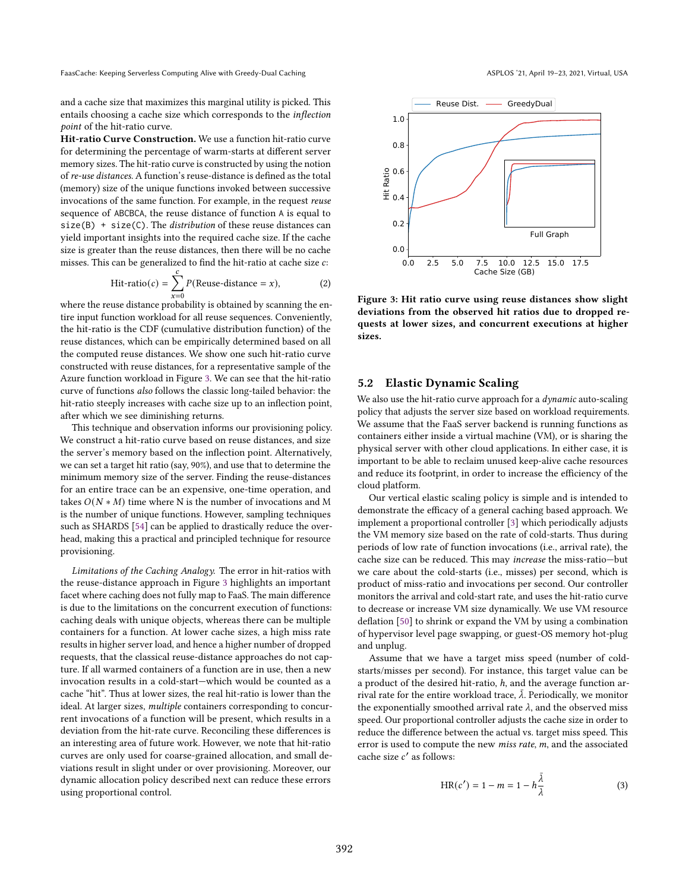and a cache size that maximizes this marginal utility is picked. This entails choosing a cache size which corresponds to the *inflection point* of the hit-ratio curve.

**Hit-ratio Curve Construction.** We use a function hit-ratio curve for determining the percentage of warm-starts at different server memory sizes. The hit-ratio curve is constructed by using the notion of *re-use distances*. A function's reuse-distance is defined as the total (memory) size of the unique functions invoked between successive invocations of the same function. For example, in the request *reuse* sequence of ABCBCA, the reuse distance of function A is equal to size(B) + size(C). The *distribution* of these reuse distances can yield important insights into the required cache size. If the cache size is greater than the reuse distances, then there will be no cache misses. This can be generalized to find the hit-ratio at cache size $c$:

$$\text{Hit-ratio}(c) = \sum_{x=0}^{c} P(\text{Reuse-distance} = x), \tag{2}$$

where the reuse distance probability is obtained by scanning the entire input function workload for all reuse sequences. Conveniently, the hit-ratio is the CDF (cumulative distribution function) of the reuse distances, which can be empirically determined based on all the computed reuse distances. We show one such hit-ratio curve constructed with reuse distances, for a representative sample of the Azure function workload in Figure 3. We can see that the hit-ratio curve of functions *also* follows the classic long-tailed behavior: the hit-ratio steeply increases with cache size up to an inflection point, after which we see diminishing returns.

This technique and observation informs our provisioning policy. We construct a hit-ratio curve based on reuse distances, and size the server's memory based on the inflection point. Alternatively, we can set a target hit ratio (say, 90%), and use that to determine the minimum memory size of the server. Finding the reuse-distances for an entire trace can be an expensive, one-time operation, and takes $O(N * M)$ time where N is the number of invocations and M is the number of unique functions. However, sampling techniques such as SHARDS [54] can be applied to drastically reduce the overhead, making this a practical and principled technique for resource provisioning.

*Limitations of the Caching Analogy.* The error in hit-ratios with the reuse-distance approach in Figure 3 highlights an important facet where caching does not fully map to FaaS. The main difference is due to the limitations on the concurrent execution of functions: caching deals with unique objects, whereas there can be multiple containers for a function. At lower cache sizes, a high miss rate results in higher server load, and hence a higher number of dropped requests, that the classical reuse-distance approaches do not capture. If all warmed containers of a function are in use, then a new invocation results in a cold-start—which would be counted as a cache "hit". Thus at lower sizes, the real hit-ratio is lower than the ideal. At larger sizes, *multiple* containers corresponding to concurrent invocations of a function will be present, which results in a deviation from the hit-rate curve. Reconciling these differences is an interesting area of future work. However, we note that hit-ratio curves are only used for coarse-grained allocation, and small deviations result in slight under or over provisioning. Moreover, our dynamic allocation policy described next can reduce these errors using proportional control.

**Figure 3: Hit ratio curve using reuse distances show slight deviations from the observed hit ratios due to dropped requests at lower sizes, and concurrent executions at higher sizes.**

## 5.2 Elastic Dynamic Scaling

We also use the hit-ratio curve approach for a *dynamic* auto-scaling policy that adjusts the server size based on workload requirements. We assume that the FaaS server backend is running functions as containers either inside a virtual machine (VM), or is sharing the physical server with other cloud applications. In either case, it is important to be able to reclaim unused keep-alive cache resources and reduce its footprint, in order to increase the efficiency of the cloud platform.

Our vertical elastic scaling policy is simple and is intended to demonstrate the efficacy of a general caching based approach. We implement a proportional controller [3] which periodically adjusts the VM memory size based on the rate of cold-starts. Thus during periods of low rate of function invocations (i.e., arrival rate), the cache size can be reduced. This may *increase* the miss-ratio—but we care about the cold-starts (i.e., misses) per second, which is product of miss-ratio and invocations per second. Our controller monitors the arrival and cold-start rate, and uses the hit-ratio curve to decrease or increase VM size dynamically. We use VM resource deflation [50] to shrink or expand the VM by using a combination of hypervisor level page swapping, or guest-OS memory hot-plug and unplug.

Assume that we have a target miss speed (number of cold-starts/misses per second). For instance, this target value can be a product of the desired hit-ratio, $h$, and the average function arrival rate for the entire workload trace, $\bar{\lambda}$. Periodically, we monitor the exponentially smoothed arrival rate $\lambda$, and the observed miss speed. Our proportional controller adjusts the cache size in order to reduce the difference between the actual vs. target miss speed. This error is used to compute the new *miss rate*, $m$, and the associated cache size $c'$ as follows:

$$\text{HR}(c') = 1 - m = 1 - h\frac{\bar{\lambda}}{\lambda} \tag{3}$$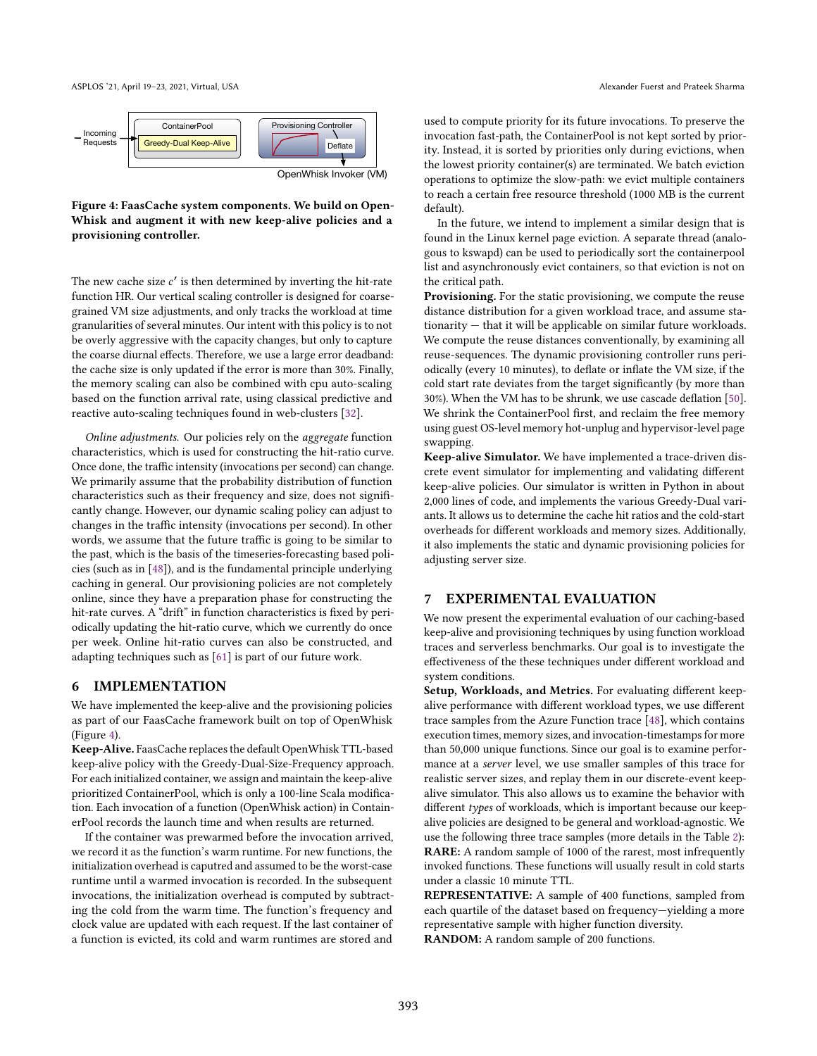Figure 4: FaasCache system components. We build on OpenWhisk and augment it with new keep-alive policies and a provisioning controller.

The new cache size $c'$ is then determined by inverting the hit-rate function HR. Our vertical scaling controller is designed for coarse-grained VM size adjustments, and only tracks the workload at time granularities of several minutes. Our intent with this policy is to not be overly aggressive with the capacity changes, but only to capture the coarse diurnal effects. Therefore, we use a large error deadband: the cache size is only updated if the error is more than 30%. Finally, the memory scaling can also be combined with cpu auto-scaling based on the function arrival rate, using classical predictive and reactive auto-scaling techniques found in web-clusters [32].

*Online adjustments.* Our policies rely on the *aggregate* function characteristics, which is used for constructing the hit-ratio curve. Once done, the traffic intensity (invocations per second) can change. We primarily assume that the probability distribution of function characteristics such as their frequency and size, does not significantly change. However, our dynamic scaling policy can adjust to changes in the traffic intensity (invocations per second). In other words, we assume that the future traffic is going to be similar to the past, which is the basis of the timeseries-forecasting based policies (such as in [48]), and is the fundamental principle underlying caching in general. Our provisioning policies are not completely online, since they have a preparation phase for constructing the hit-rate curves. A "drift" in function characteristics is fixed by periodically updating the hit-ratio curve, which we currently do once per week. Online hit-ratio curves can also be constructed, and adapting techniques such as [61] is part of our future work.

# 6 IMPLEMENTATION

We have implemented the keep-alive and the provisioning policies as part of our FaasCache framework built on top of OpenWhisk (Figure 4).

**Keep-Alive.** FaasCache replaces the default OpenWhisk TTL-based keep-alive policy with the Greedy-Dual-Size-Frequency approach. For each initialized container, we assign and maintain the keep-alive prioritized ContainerPool, which is only a 100-line Scala modification. Each invocation of a function (OpenWhisk action) in ContainerPool records the launch time and when results are returned.

If the container was prewarmed before the invocation arrived, we record it as the function's warm runtime. For new functions, the initialization overhead is caputred and assumed to be the worst-case runtime until a warmed invocation is recorded. In the subsequent invocations, the initialization overhead is computed by subtracting the cold from the warm time. The function's frequency and clock value are updated with each request. If the last container of a function is evicted, its cold and warm runtimes are stored and used to compute priority for its future invocations. To preserve the invocation fast-path, the ContainerPool is not kept sorted by priority. Instead, it is sorted by priorities only during evictions, when the lowest priority container(s) are terminated. We batch eviction operations to optimize the slow-path: we evict multiple containers to reach a certain free resource threshold (1000 MB is the current default).

In the future, we intend to implement a similar design that is found in the Linux kernel page eviction. A separate thread (analogous to kswapd) can be used to periodically sort the containerpool list and asynchronously evict containers, so that eviction is not on the critical path.

**Provisioning.** For the static provisioning, we compute the reuse distance distribution for a given workload trace, and assume stationarity — that it will be applicable on similar future workloads. We compute the reuse distances conventionally, by examining all reuse-sequences. The dynamic provisioning controller runs periodically (every 10 minutes), to deflate or inflate the VM size, if the cold start rate deviates from the target significantly (by more than 30%). When the VM has to be shrunk, we use cascade deflation [50]. We shrink the ContainerPool first, and reclaim the free memory using guest OS-level memory hot-unplug and hypervisor-level page swapping.

**Keep-alive Simulator.** We have implemented a trace-driven discrete event simulator for implementing and validating different keep-alive policies. Our simulator is written in Python in about 2,000 lines of code, and implements the various Greedy-Dual variants. It allows us to determine the cache hit ratios and the cold-start overheads for different workloads and memory sizes. Additionally, it also implements the static and dynamic provisioning policies for adjusting server size.

# 7 EXPERIMENTAL EVALUATION

We now present the experimental evaluation of our caching-based keep-alive and provisioning techniques by using function workload traces and serverless benchmarks. Our goal is to investigate the effectiveness of the these techniques under different workload and system conditions.

**Setup, Workloads, and Metrics.** For evaluating different keep-alive performance with different workload types, we use different trace samples from the Azure Function trace [48], which contains execution times, memory sizes, and invocation-timestamps for more than 50,000 unique functions. Since our goal is to examine performance at a *server* level, we use smaller samples of this trace for realistic server sizes, and replay them in our discrete-event keep-alive simulator. This also allows us to examine the behavior with different *types* of workloads, which is important because our keep-alive policies are designed to be general and workload-agnostic. We use the following three trace samples (more details in the Table 2):

**RARE:** A random sample of 1000 of the rarest, most infrequently invoked functions. These functions will usually result in cold starts under a classic 10 minute TTL.

**REPRESENTATIVE:** A sample of 400 functions, sampled from each quartile of the dataset based on frequency—yielding a more representative sample with higher function diversity.

**RANDOM:** A random sample of 200 functions.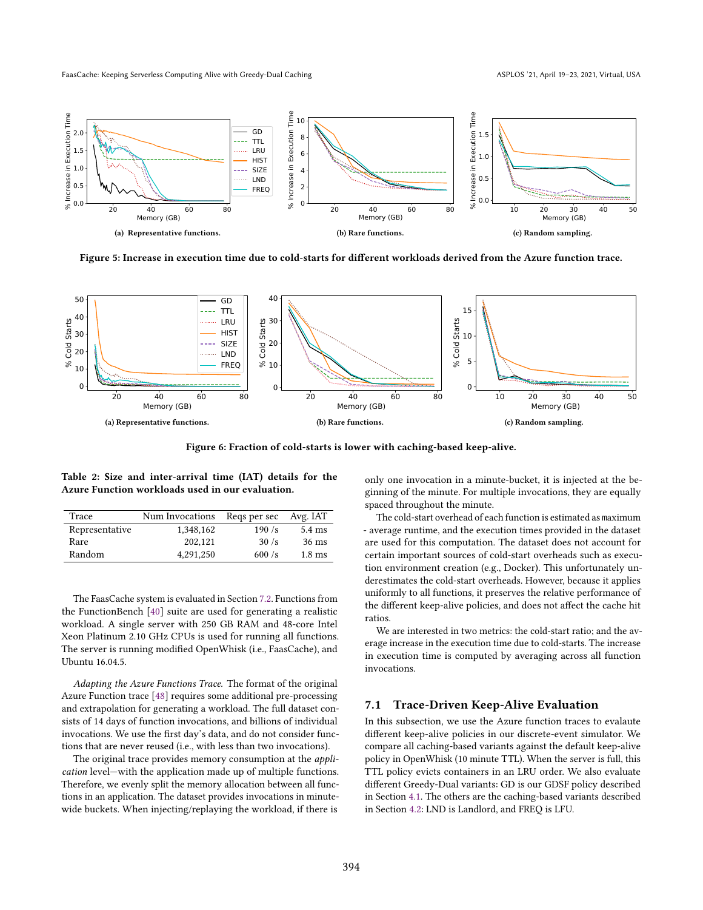(a) Representative functions.

(b) Rare functions.

(c) Random sampling.

**Figure 5: Increase in execution time due to cold-starts for different workloads derived from the Azure function trace.**

(a) Representative functions.

(b) Rare functions.

(c) Random sampling.

**Figure 6: Fraction of cold-starts is lower with caching-based keep-alive.**

**Table 2: Size and inter-arrival time (IAT) details for the Azure Function workloads used in our evaluation.**

| Trace | Num Invocations | Reqs per sec | Avg. IAT |
|---|---|---|---|
| Representative | 1,348,162 | 190 /s | 5.4 ms |
| Rare | 202,121 | 30 /s | 36 ms |
| Random | 4,291,250 | 600 /s | 1.8 ms |

The FaasCache system is evaluated in Section 7.2. Functions from the FunctionBench [40] suite are used for generating a realistic workload. A single server with 250 GB RAM and 48-core Intel Xeon Platinum 2.10 GHz CPUs is used for running all functions. The server is running modified OpenWhisk (i.e., FaasCache), and Ubuntu 16.04.5.

*Adapting the Azure Functions Trace.* The format of the original Azure Function trace [48] requires some additional pre-processing and extrapolation for generating a workload. The full dataset consists of 14 days of function invocations, and billions of individual invocations. We use the first day's data, and do not consider functions that are never reused (i.e., with less than two invocations).

The original trace provides memory consumption at the *application* level—with the application made up of multiple functions. Therefore, we evenly split the memory allocation between all functions in an application. The dataset provides invocations in minute-wide buckets. When injecting/replaying the workload, if there is only one invocation in a minute-bucket, it is injected at the beginning of the minute. For multiple invocations, they are equally spaced throughout the minute.

The cold-start overhead of each function is estimated as maximum - average runtime, and the execution times provided in the dataset are used for this computation. The dataset does not account for certain important sources of cold-start overheads such as execution environment creation (e.g., Docker). This unfortunately underestimates the cold-start overheads. However, because it applies uniformly to all functions, it preserves the relative performance of the different keep-alive policies, and does not affect the cache hit ratios.

We are interested in two metrics: the cold-start ratio; and the average increase in the execution time due to cold-starts. The increase in execution time is computed by averaging across all function invocations.

## 7.1 Trace-Driven Keep-Alive Evaluation

In this subsection, we use the Azure function traces to evalaute different keep-alive policies in our discrete-event simulator. We compare all caching-based variants against the default keep-alive policy in OpenWhisk (10 minute TTL). When the server is full, this TTL policy evicts containers in an LRU order. We also evaluate different Greedy-Dual variants: GD is our GDSF policy described in Section 4.1. The others are the caching-based variants described in Section 4.2: LND is Landlord, and FREQ is LFU.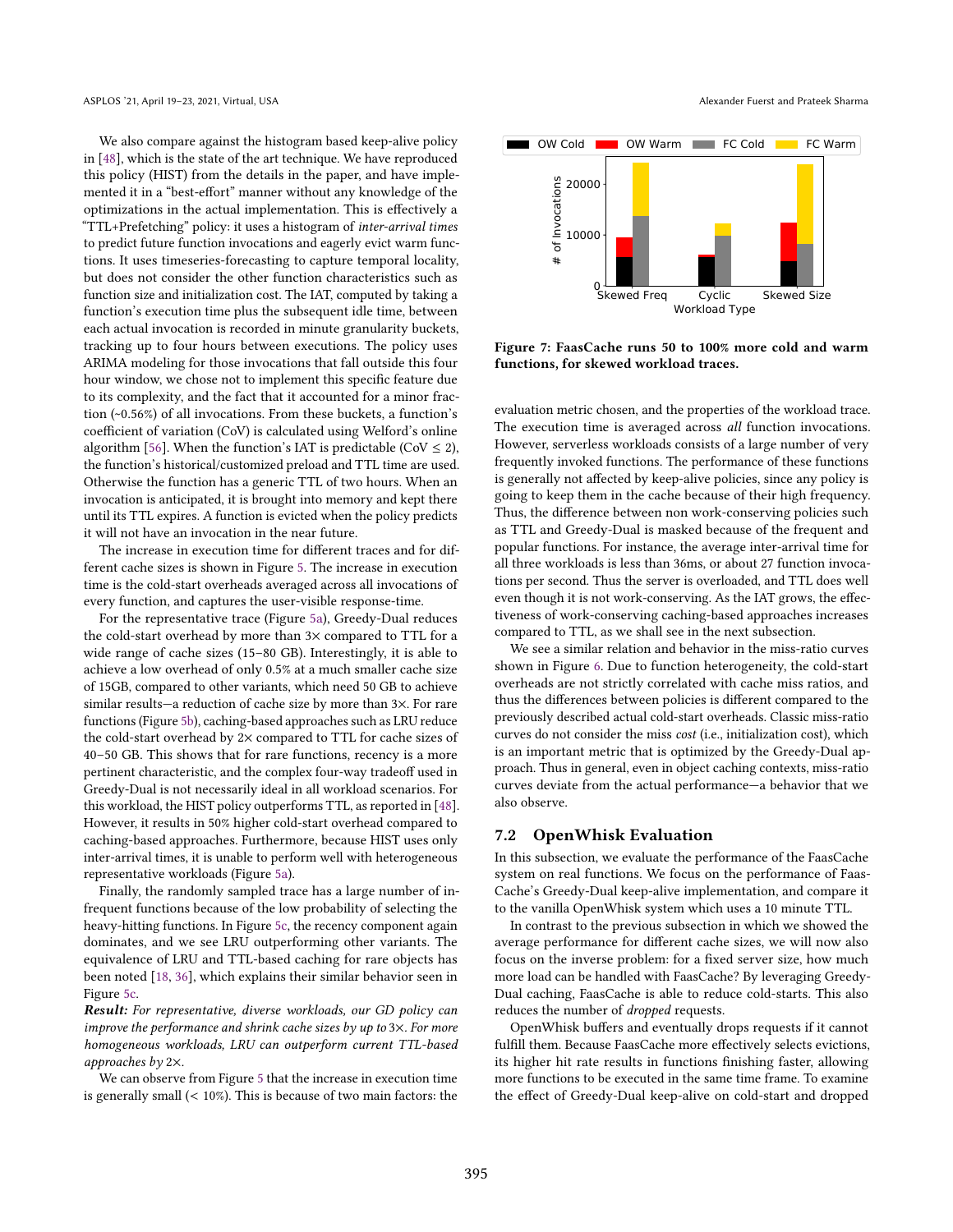We also compare against the histogram based keep-alive policy in [48], which is the state of the art technique. We have reproduced this policy (HIST) from the details in the paper, and have implemented it in a "best-effort" manner without any knowledge of the optimizations in the actual implementation. This is effectively a "TTL+Prefetching" policy: it uses a histogram of *inter-arrival times* to predict future function invocations and eagerly evict warm functions. It uses timeseries-forecasting to capture temporal locality, but does not consider the other function characteristics such as function size and initialization cost. The IAT, computed by taking a function's execution time plus the subsequent idle time, between each actual invocation is recorded in minute granularity buckets, tracking up to four hours between executions. The policy uses ARIMA modeling for those invocations that fall outside this four hour window, we chose not to implement this specific feature due to its complexity, and the fact that it accounted for a minor fraction (~0.56%) of all invocations. From these buckets, a function's coefficient of variation (CoV) is calculated using Welford's online algorithm [56]. When the function's IAT is predictable (CoV ≤ 2), the function's historical/customized preload and TTL time are used. Otherwise the function has a generic TTL of two hours. When an invocation is anticipated, it is brought into memory and kept there until its TTL expires. A function is evicted when the policy predicts it will not have an invocation in the near future.

The increase in execution time for different traces and for different cache sizes is shown in Figure 5. The increase in execution time is the cold-start overheads averaged across all invocations of every function, and captures the user-visible response-time.

For the representative trace (Figure 5a), Greedy-Dual reduces the cold-start overhead by more than 3× compared to TTL for a wide range of cache sizes (15–80 GB). Interestingly, it is able to achieve a low overhead of only 0.5% at a much smaller cache size of 15GB, compared to other variants, which need 50 GB to achieve similar results—a reduction of cache size by more than 3×. For rare functions (Figure 5b), caching-based approaches such as LRU reduce the cold-start overhead by 2× compared to TTL for cache sizes of 40–50 GB. This shows that for rare functions, recency is a more pertinent characteristic, and the complex four-way tradeoff used in Greedy-Dual is not necessarily ideal in all workload scenarios. For this workload, the HIST policy outperforms TTL, as reported in [48]. However, it results in 50% higher cold-start overhead compared to caching-based approaches. Furthermore, because HIST uses only inter-arrival times, it is unable to perform well with heterogeneous representative workloads (Figure 5a).

Finally, the randomly sampled trace has a large number of infrequent functions because of the low probability of selecting the heavy-hitting functions. In Figure 5c, the recency component again dominates, and we see LRU outperforming other variants. The equivalence of LRU and TTL-based caching for rare objects has been noted [18, 36], which explains their similar behavior seen in Figure 5c.

***Result:*** *For representative, diverse workloads, our GD policy can improve the performance and shrink cache sizes by up to 3×. For more homogeneous workloads, LRU can outperform current TTL-based approaches by 2×.*

We can observe from Figure 5 that the increase in execution time is generally small (< 10%). This is because of two main factors: the evaluation metric chosen, and the properties of the workload trace. The execution time is averaged across *all* function invocations. However, serverless workloads consists of a large number of very frequently invoked functions. The performance of these functions is generally not affected by keep-alive policies, since any policy is going to keep them in the cache because of their high frequency. Thus, the difference between non work-conserving policies such as TTL and Greedy-Dual is masked because of the frequent and popular functions. For instance, the average inter-arrival time for all three workloads is less than 36ms, or about 27 function invocations per second. Thus the server is overloaded, and TTL does well even though it is not work-conserving. As the IAT grows, the effectiveness of work-conserving caching-based approaches increases compared to TTL, as we shall see in the next subsection.

We see a similar relation and behavior in the miss-ratio curves shown in Figure 6. Due to function heterogeneity, the cold-start overheads are not strictly correlated with cache miss ratios, and thus the differences between policies is different compared to the previously described actual cold-start overheads. Classic miss-ratio curves do not consider the miss *cost* (i.e., initialization cost), which is an important metric that is optimized by the Greedy-Dual approach. Thus in general, even in object caching contexts, miss-ratio curves deviate from the actual performance—a behavior that we also observe.

**Figure 7: FaasCache runs 50 to 100% more cold and warm functions, for skewed workload traces.**

## 7.2 OpenWhisk Evaluation

In this subsection, we evaluate the performance of the FaasCache system on real functions. We focus on the performance of FaasCache's Greedy-Dual keep-alive implementation, and compare it to the vanilla OpenWhisk system which uses a 10 minute TTL.

In contrast to the previous subsection in which we showed the average performance for different cache sizes, we will now also focus on the inverse problem: for a fixed server size, how much more load can be handled with FaasCache? By leveraging Greedy-Dual caching, FaasCache is able to reduce cold-starts. This also reduces the number of *dropped* requests.

OpenWhisk buffers and eventually drops requests if it cannot fulfill them. Because FaasCache more effectively selects evictions, its higher hit rate results in functions finishing faster, allowing more functions to be executed in the same time frame. To examine the effect of Greedy-Dual keep-alive on cold-start and dropped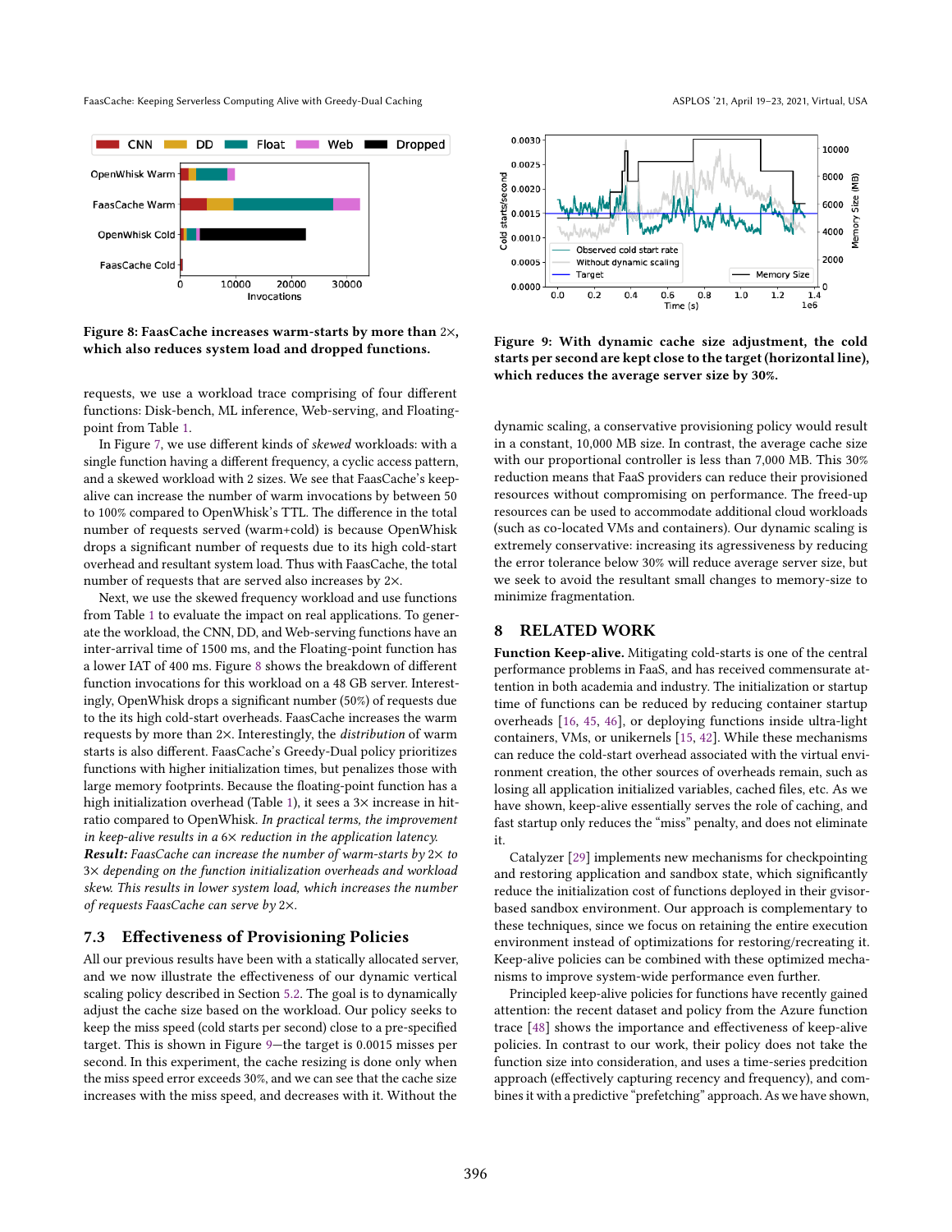Figure 8: FaasCache increases warm-starts by more than 2×, which also reduces system load and dropped functions.

Figure 9: With dynamic cache size adjustment, the cold starts per second are kept close to the target (horizontal line), which reduces the average server size by 30%.

requests, we use a workload trace comprising of four different functions: Disk-bench, ML inference, Web-serving, and Floating-point from Table 1.

In Figure 7, we use different kinds of *skewed* workloads: with a single function having a different frequency, a cyclic access pattern, and a skewed workload with 2 sizes. We see that FaasCache's keep-alive can increase the number of warm invocations by between 50 to 100% compared to OpenWhisk's TTL. The difference in the total number of requests served (warm+cold) is because OpenWhisk drops a significant number of requests due to its high cold-start overhead and resultant system load. Thus with FaasCache, the total number of requests that are served also increases by 2×.

Next, we use the skewed frequency workload and use functions from Table 1 to evaluate the impact on real applications. To generate the workload, the CNN, DD, and Web-serving functions have an inter-arrival time of 1500 ms, and the Floating-point function has a lower IAT of 400 ms. Figure 8 shows the breakdown of different function invocations for this workload on a 48 GB server. Interestingly, OpenWhisk drops a significant number (50%) of requests due to the its high cold-start overheads. FaasCache increases the warm requests by more than 2×. Interestingly, the *distribution* of warm starts is also different. FaasCache's Greedy-Dual policy prioritizes functions with higher initialization times, but penalizes those with large memory footprints. Because the floating-point function has a high initialization overhead (Table 1), it sees a 3× increase in hit-ratio compared to OpenWhisk. *In practical terms, the improvement in keep-alive results in a 6× reduction in the application latency.*

***Result:*** *FaasCache can increase the number of warm-starts by 2× to 3× depending on the function initialization overheads and workload skew. This results in lower system load, which increases the number of requests FaasCache can serve by 2×.*

### 7.3 Effectiveness of Provisioning Policies

All our previous results have been with a statically allocated server, and we now illustrate the effectiveness of our dynamic vertical scaling policy described in Section 5.2. The goal is to dynamically adjust the cache size based on the workload. Our policy seeks to keep the miss speed (cold starts per second) close to a pre-specified target. This is shown in Figure 9—the target is 0.0015 misses per second. In this experiment, the cache resizing is done only when the miss speed error exceeds 30%, and we can see that the cache size increases with the miss speed, and decreases with it. Without the dynamic scaling, a conservative provisioning policy would result in a constant, 10,000 MB size. In contrast, the average cache size with our proportional controller is less than 7,000 MB. This 30% reduction means that FaaS providers can reduce their provisioned resources without compromising on performance. The freed-up resources can be used to accommodate additional cloud workloads (such as co-located VMs and containers). Our dynamic scaling is extremely conservative: increasing its agressiveness by reducing the error tolerance below 30% will reduce average server size, but we seek to avoid the resultant small changes to memory-size to minimize fragmentation.

## 8 RELATED WORK

**Function Keep-alive.** Mitigating cold-starts is one of the central performance problems in FaaS, and has received commensurate attention in both academia and industry. The initialization or startup time of functions can be reduced by reducing container startup overheads [16, 45, 46], or deploying functions inside ultra-light containers, VMs, or unikernels [15, 42]. While these mechanisms can reduce the cold-start overhead associated with the virtual environment creation, the other sources of overheads remain, such as losing all application initialized variables, cached files, etc. As we have shown, keep-alive essentially serves the role of caching, and fast startup only reduces the "miss" penalty, and does not eliminate it.

Catalyzer [29] implements new mechanisms for checkpointing and restoring application and sandbox state, which significantly reduce the initialization cost of functions deployed in their gvisor-based sandbox environment. Our approach is complementary to these techniques, since we focus on retaining the entire execution environment instead of optimizations for restoring/recreating it. Keep-alive policies can be combined with these optimized mechanisms to improve system-wide performance even further.

Principled keep-alive policies for functions have recently gained attention: the recent dataset and policy from the Azure function trace [48] shows the importance and effectiveness of keep-alive policies. In contrast to our work, their policy does not take the function size into consideration, and uses a time-series prediction approach (effectively capturing recency and frequency), and combines it with a predictive "prefetching" approach. As we have shown,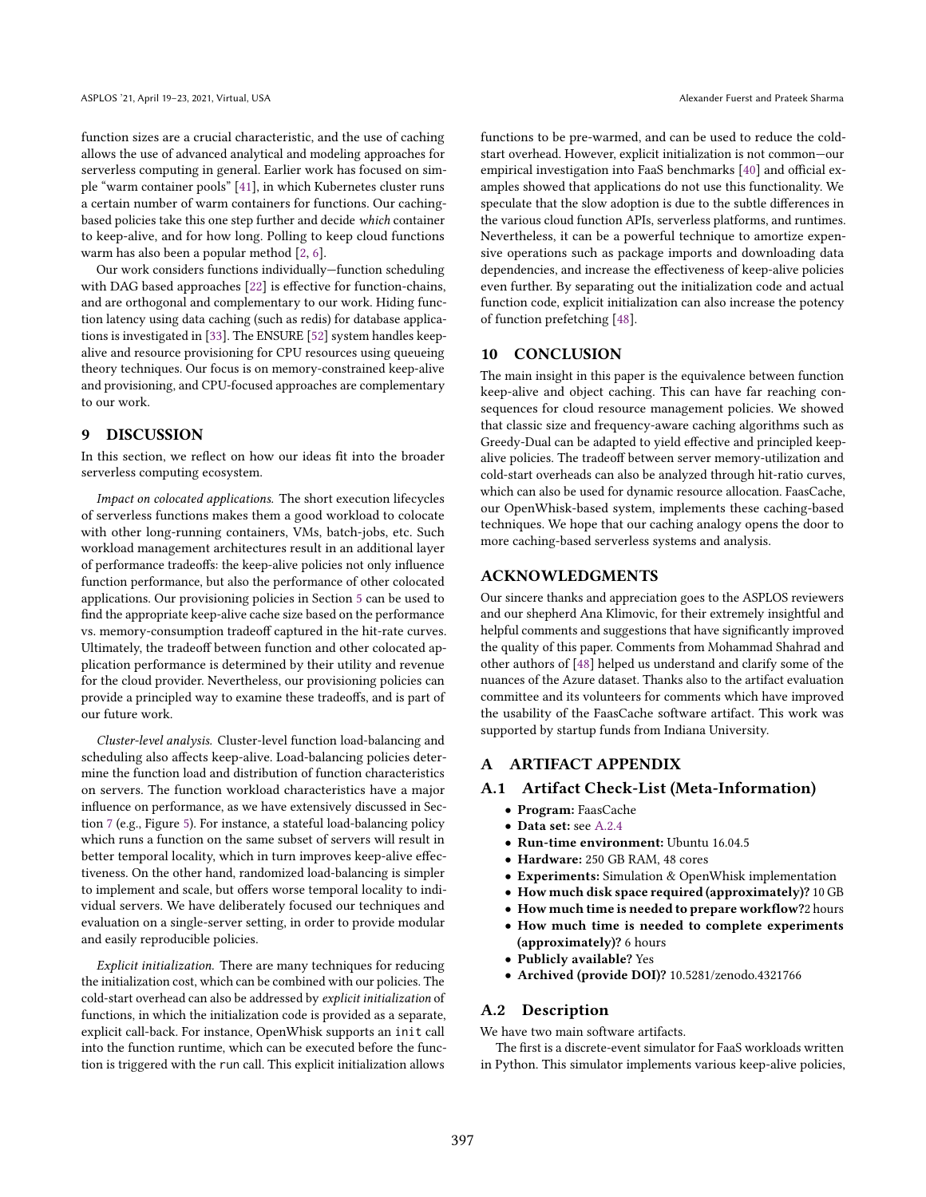function sizes are a crucial characteristic, and the use of caching allows the use of advanced analytical and modeling approaches for serverless computing in general. Earlier work has focused on simple "warm container pools" [41], in which Kubernetes cluster runs a certain number of warm containers for functions. Our caching-based policies take this one step further and decide *which* container to keep-alive, and for how long. Polling to keep cloud functions warm has also been a popular method [2, 6].

Our work considers functions individually—function scheduling with DAG based approaches [22] is effective for function-chains, and are orthogonal and complementary to our work. Hiding function latency using data caching (such as redis) for database applications is investigated in [33]. The ENSURE [52] system handles keep-alive and resource provisioning for CPU resources using queueing theory techniques. Our focus is on memory-constrained keep-alive and provisioning, and CPU-focused approaches are complementary to our work.

## 9 DISCUSSION

In this section, we reflect on how our ideas fit into the broader serverless computing ecosystem.

*Impact on colocated applications.* The short execution lifecycles of serverless functions makes them a good workload to colocate with other long-running containers, VMs, batch-jobs, etc. Such workload management architectures result in an additional layer of performance tradeoffs: the keep-alive policies not only influence function performance, but also the performance of other colocated applications. Our provisioning policies in Section 5 can be used to find the appropriate keep-alive cache size based on the performance vs. memory-consumption tradeoff captured in the hit-rate curves. Ultimately, the tradeoff between function and other colocated application performance is determined by their utility and revenue for the cloud provider. Nevertheless, our provisioning policies can provide a principled way to examine these tradeoffs, and is part of our future work.

*Cluster-level analysis.* Cluster-level function load-balancing and scheduling also affects keep-alive. Load-balancing policies determine the function load and distribution of function characteristics on servers. The function workload characteristics have a major influence on performance, as we have extensively discussed in Section 7 (e.g., Figure 5). For instance, a stateful load-balancing policy which runs a function on the same subset of servers will result in better temporal locality, which in turn improves keep-alive effectiveness. On the other hand, randomized load-balancing is simpler to implement and scale, but offers worse temporal locality to individual servers. We have deliberately focused our techniques and evaluation on a single-server setting, in order to provide modular and easily reproducible policies.

*Explicit initialization.* There are many techniques for reducing the initialization cost, which can be combined with our policies. The cold-start overhead can also be addressed by *explicit initialization* of functions, in which the initialization code is provided as a separate, explicit call-back. For instance, OpenWhisk supports an `init` call into the function runtime, which can be executed before the function is triggered with the `run` call. This explicit initialization allows functions to be pre-warmed, and can be used to reduce the cold-start overhead. However, explicit initialization is not common—our empirical investigation into FaaS benchmarks [40] and official examples showed that applications do not use this functionality. We speculate that the slow adoption is due to the subtle differences in the various cloud function APIs, serverless platforms, and runtimes. Nevertheless, it can be a powerful technique to amortize expensive operations such as package imports and downloading data dependencies, and increase the effectiveness of keep-alive policies even further. By separating out the initialization code and actual function code, explicit initialization can also increase the potency of function prefetching [48].

## 10 CONCLUSION

The main insight in this paper is the equivalence between function keep-alive and object caching. This can have far reaching consequences for cloud resource management policies. We showed that classic size and frequency-aware caching algorithms such as Greedy-Dual can be adapted to yield effective and principled keep-alive policies. The tradeoff between server memory-utilization and cold-start overheads can also be analyzed through hit-ratio curves, which can also be used for dynamic resource allocation. FaasCache, our OpenWhisk-based system, implements these caching-based techniques. We hope that our caching analogy opens the door to more caching-based serverless systems and analysis.

## ACKNOWLEDGMENTS

Our sincere thanks and appreciation goes to the ASPLOS reviewers and our shepherd Ana Klimovic, for their extremely insightful and helpful comments and suggestions that have significantly improved the quality of this paper. Comments from Mohammad Shahrad and other authors of [48] helped us understand and clarify some of the nuances of the Azure dataset. Thanks also to the artifact evaluation committee and its volunteers for comments which have improved the usability of the FaasCache software artifact. This work was supported by startup funds from Indiana University.

## A ARTIFACT APPENDIX

### A.1 Artifact Check-List (Meta-Information)

- **Program:** FaasCache
- **Data set:** see A.2.4
- **Run-time environment:** Ubuntu 16.04.5
- **Hardware:** 250 GB RAM, 48 cores
- **Experiments:** Simulation & OpenWhisk implementation
- **How much disk space required (approximately)?** 10 GB
- **How much time is needed to prepare workflow?** 2 hours
- **How much time is needed to complete experiments (approximately)?** 6 hours
- **Publicly available?** Yes
- **Archived (provide DOI)?** 10.5281/zenodo.4321766

### A.2 Description

We have two main software artifacts.

The first is a discrete-event simulator for FaaS workloads written in Python. This simulator implements various keep-alive policies,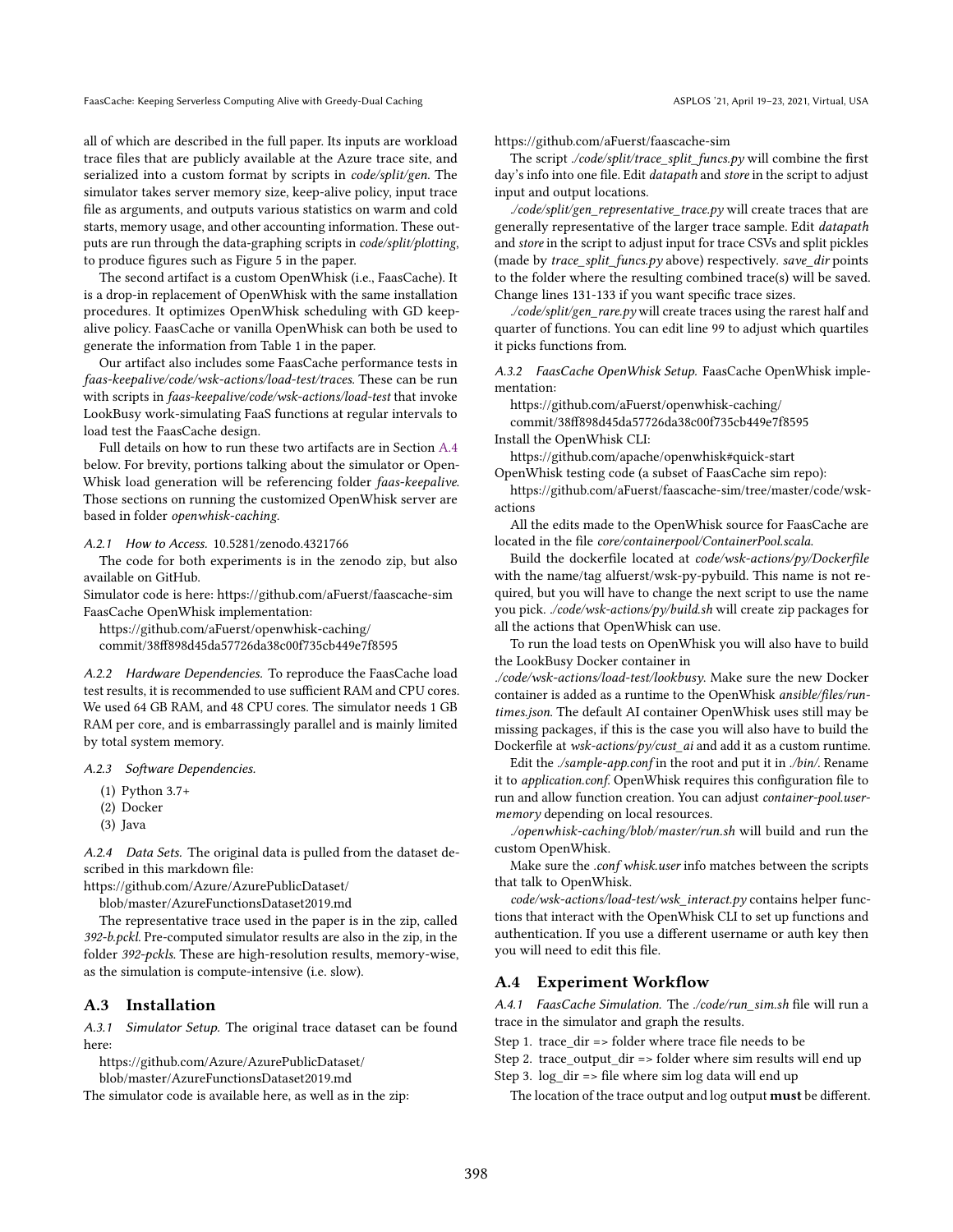all of which are described in the full paper. Its inputs are workload trace files that are publicly available at the Azure trace site, and serialized into a custom format by scripts in *code/split/gen*. The simulator takes server memory size, keep-alive policy, input trace file as arguments, and outputs various statistics on warm and cold starts, memory usage, and other accounting information. These outputs are run through the data-graphing scripts in *code/split/plotting*, to produce figures such as Figure 5 in the paper.

The second artifact is a custom OpenWhisk (i.e., FaasCache). It is a drop-in replacement of OpenWhisk with the same installation procedures. It optimizes OpenWhisk scheduling with GD keep-alive policy. FaasCache or vanilla OpenWhisk can both be used to generate the information from Table 1 in the paper.

Our artifact also includes some FaasCache performance tests in *faas-keepalive/code/wsk-actions/load-test/traces*. These can be run with scripts in *faas-keepalive/code/wsk-actions/load-test* that invoke LookBusy work-simulating FaaS functions at regular intervals to load test the FaasCache design.

Full details on how to run these two artifacts are in Section A.4 below. For brevity, portions talking about the simulator or OpenWhisk load generation will be referencing folder *faas-keepalive*. Those sections on running the customized OpenWhisk server are based in folder *openwhisk-caching*.

*A.2.1 How to Access.* 10.5281/zenodo.4321766

The code for both experiments is in the zenodo zip, but also available on GitHub.

Simulator code is here: https://github.com/aFuerst/faascache-sim

FaasCache OpenWhisk implementation:

https://github.com/aFuerst/openwhisk-caching/commit/38ff898d45da57726da38c00f735cb449e7f8595

*A.2.2 Hardware Dependencies.* To reproduce the FaasCache load test results, it is recommended to use sufficient RAM and CPU cores. We used 64 GB RAM, and 48 CPU cores. The simulator needs 1 GB RAM per core, and is embarrassingly parallel and is mainly limited by total system memory.

*A.2.3 Software Dependencies.*

(1) Python 3.7+
(2) Docker
(3) Java

*A.2.4 Data Sets.* The original data is pulled from the dataset described in this markdown file:

https://github.com/Azure/AzurePublicDataset/blob/master/AzureFunctionsDataset2019.md

The representative trace used in the paper is in the zip, called *392-b.pckl*. Pre-computed simulator results are also in the zip, in the folder *392-pckls*. These are high-resolution results, memory-wise, as the simulation is compute-intensive (i.e. slow).

## A.3 Installation

*A.3.1 Simulator Setup.* The original trace dataset can be found here:

https://github.com/Azure/AzurePublicDataset/blob/master/AzureFunctionsDataset2019.md

The simulator code is available here, as well as in the zip:

https://github.com/aFuerst/faascache-sim

The script *./code/split/trace_split_funcs.py* will combine the first day's info into one file. Edit *datapath* and *store* in the script to adjust input and output locations.

*./code/split/gen_representative_trace.py* will create traces that are generally representative of the larger trace sample. Edit *datapath* and *store* in the script to adjust input for trace CSVs and split pickles (made by *trace_split_funcs.py* above) respectively. *save_dir* points to the folder where the resulting combined trace(s) will be saved. Change lines 131-133 if you want specific trace sizes.

*./code/split/gen_rare.py* will create traces using the rarest half and quarter of functions. You can edit line 99 to adjust which quartiles it picks functions from.

*A.3.2 FaasCache OpenWhisk Setup.* FaasCache OpenWhisk implementation:

https://github.com/aFuerst/openwhisk-caching/commit/38ff898d45da57726da38c00f735cb449e7f8595

Install the OpenWhisk CLI:

https://github.com/apache/openwhisk#quick-start

OpenWhisk testing code (a subset of FaasCache sim repo):

https://github.com/aFuerst/faascache-sim/tree/master/code/wsk-actions

All the edits made to the OpenWhisk source for FaasCache are located in the file *core/containerpool/ContainerPool.scala*.

Build the dockerfile located at *code/wsk-actions/py/Dockerfile* with the name/tag alfuerst/wsk-py-pybuild. This name is not required, but you will have to change the next script to use the name you pick. *./code/wsk-actions/py/build.sh* will create zip packages for all the actions that OpenWhisk can use.

To run the load tests on OpenWhisk you will also have to build the LookBusy Docker container in *./code/wsk-actions/load-test/lookbusy*. Make sure the new Docker container is added as a runtime to the OpenWhisk *ansible/files/runtimes.json*. The default AI container OpenWhisk uses still may be missing packages, if this is the case you will also have to build the Dockerfile at *wsk-actions/py/cust_ai* and add it as a custom runtime.

Edit the *./sample-app.conf* in the root and put it in *./bin/*. Rename it to *application.conf*. OpenWhisk requires this configuration file to run and allow function creation. You can adjust *container-pool.user-memory* depending on local resources.

*./openwhisk-caching/blob/master/run.sh* will build and run the custom OpenWhisk.

Make sure the *.conf whisk.user* info matches between the scripts that talk to OpenWhisk.

*code/wsk-actions/load-test/wsk_interact.py* contains helper functions that interact with the OpenWhisk CLI to set up functions and authentication. If you use a different username or auth key then you will need to edit this file.

## A.4 Experiment Workflow

*A.4.1 FaasCache Simulation.* The *./code/run_sim.sh* file will run a trace in the simulator and graph the results.

Step 1. trace_dir => folder where trace file needs to be
Step 2. trace_output_dir => folder where sim results will end up
Step 3. log_dir => file where sim log data will end up

The location of the trace output and log output **must** be different.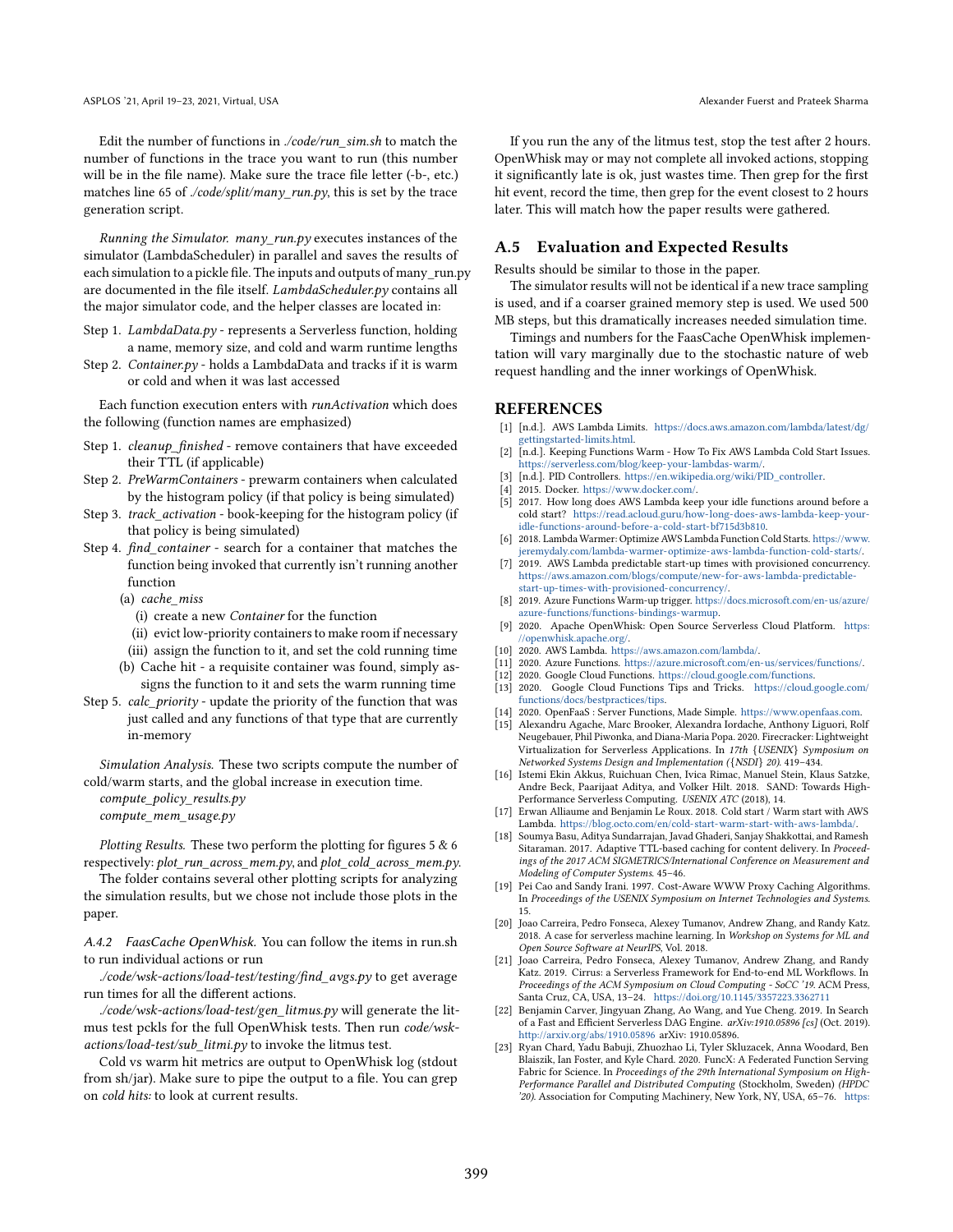Edit the number of functions in *./code/run_sim.sh* to match the number of functions in the trace you want to run (this number will be in the file name). Make sure the trace file letter (-b-, etc.) matches line 65 of *./code/split/many_run.py*, this is set by the trace generation script.

*Running the Simulator.* *many_run.py* executes instances of the simulator (LambdaScheduler) in parallel and saves the results of each simulation to a pickle file. The inputs and outputs of many_run.py are documented in the file itself. *LambdaScheduler.py* contains all the major simulator code, and the helper classes are located in:

Step 1. *LambdaData.py* - represents a Serverless function, holding a name, memory size, and cold and warm runtime lengths
Step 2. *Container.py* - holds a LambdaData and tracks if it is warm or cold and when it was last accessed

Each function execution enters with *runActivation* which does the following (function names are emphasized)

Step 1. *cleanup_finished* - remove containers that have exceeded their TTL (if applicable)
Step 2. *PreWarmContainers* - prewarm containers when calculated by the histogram policy (if that policy is being simulated)
Step 3. *track_activation* - book-keeping for the histogram policy (if that policy is being simulated)
Step 4. *find_container* - search for a container that matches the function being invoked that currently isn't running another function
  (a) *cache_miss*
    (i) create a new *Container* for the function
    (ii) evict low-priority containers to make room if necessary
    (iii) assign the function to it, and set the cold running time
  (b) Cache hit - a requisite container was found, simply assigns the function to it and sets the warm running time
Step 5. *calc_priority* - update the priority of the function that was just called and any functions of that type that are currently in-memory

*Simulation Analysis.* These two scripts compute the number of cold/warm starts, and the global increase in execution time.
*compute_policy_results.py*
*compute_mem_usage.py*

*Plotting Results.* These two perform the plotting for figures 5 & 6 respectively: *plot_run_across_mem.py*, and *plot_cold_across_mem.py*.

The folder contains several other plotting scripts for analyzing the simulation results, but we chose not include those plots in the paper.

*A.4.2 FaasCache OpenWhisk.* You can follow the items in run.sh to run individual actions or run

*./code/wsk-actions/load-test/testing/find_avgs.py* to get average run times for all the different actions.

*./code/wsk-actions/load-test/gen_litmus.py* will generate the litmus test pckls for the full OpenWhisk tests. Then run *code/wsk-actions/load-test/sub_litmi.py* to invoke the litmus test.

Cold vs warm hit metrics are output to OpenWhisk log (stdout from sh/jar). Make sure to pipe the output to a file. You can grep on *cold hits:* to look at current results.

If you run the any of the litmus test, stop the test after 2 hours. OpenWhisk may or may not complete all invoked actions, stopping it significantly late is ok, just wastes time. Then grep for the first hit event, record the time, then grep for the event closest to 2 hours later. This will match how the paper results were gathered.

## A.5 Evaluation and Expected Results

Results should be similar to those in the paper.

The simulator results will not be identical if a new trace sampling is used, and if a coarser grained memory step is used. We used 500 MB steps, but this dramatically increases needed simulation time.

Timings and numbers for the FaasCache OpenWhisk implementation will vary marginally due to the stochastic nature of web request handling and the inner workings of OpenWhisk.

## REFERENCES

[1] [n.d.]. AWS Lambda Limits. https://docs.aws.amazon.com/lambda/latest/dg/gettingstarted-limits.html.
[2] [n.d.]. Keeping Functions Warm - How To Fix AWS Lambda Cold Start Issues. https://serverless.com/blog/keep-your-lambdas-warm/.
[3] [n.d.]. PID Controllers. https://en.wikipedia.org/wiki/PID_controller.
[4] 2015. Docker. https://www.docker.com/.
[5] 2017. How long does AWS Lambda keep your idle functions around before a cold start? https://read.acloud.guru/how-long-does-aws-lambda-keep-your-idle-functions-around-before-a-cold-start-bf715d3b810.
[6] 2018. Lambda Warmer: Optimize AWS Lambda Function Cold Starts. https://www.jeremydaly.com/lambda-warmer-optimize-aws-lambda-function-cold-starts/.
[7] 2019. AWS Lambda predictable start-up times with provisioned concurrency. https://aws.amazon.com/blogs/compute/new-for-aws-lambda-predictable-start-up-times-with-provisioned-concurrency/.
[8] 2019. Azure Functions Warm-up trigger. https://docs.microsoft.com/en-us/azure/azure-functions/functions-bindings-warmup.
[9] 2020. Apache OpenWhisk: Open Source Serverless Cloud Platform. https://openwhisk.apache.org/.
[10] 2020. AWS Lambda. https://aws.amazon.com/lambda/.
[11] 2020. Azure Functions. https://azure.microsoft.com/en-us/services/functions/.
[12] 2020. Google Cloud Functions. https://cloud.google.com/functions.
[13] 2020. Google Cloud Functions Tips and Tricks. https://cloud.google.com/functions/docs/bestpractices/tips.
[14] 2020. OpenFaaS : Server Functions, Made Simple. https://www.openfaas.com.
[15] Alexandru Agache, Marc Brooker, Alexandra Iordache, Anthony Liguori, Rolf Neugebauer, Phil Piwonka, and Diana-Maria Popa. 2020. Firecracker: Lightweight Virtualization for Serverless Applications. In *17th {USENIX} Symposium on Networked Systems Design and Implementation ({NSDI} 20)*. 419–434.
[16] Istemi Ekin Akkus, Ruichuan Chen, Ivica Rimac, Manuel Stein, Klaus Satzke, Andre Beck, Paarijaat Aditya, and Volker Hilt. 2018. SAND: Towards High-Performance Serverless Computing. *USENIX ATC* (2018), 14.
[17] Erwan Alliaume and Benjamin Le Roux. 2018. Cold start / Warm start with AWS Lambda. https://blog.octo.com/en/cold-start-warm-start-with-aws-lambda/.
[18] Soumya Basu, Aditya Sundarrajan, Javad Ghaderi, Sanjay Shakkottai, and Ramesh Sitaraman. 2017. Adaptive TTL-based caching for content delivery. In *Proceedings of the 2017 ACM SIGMETRICS/International Conference on Measurement and Modeling of Computer Systems*. 45–46.
[19] Pei Cao and Sandy Irani. 1997. Cost-Aware WWW Proxy Caching Algorithms. In *Proceedings of the USENIX Symposium on Internet Technologies and Systems*. 15.
[20] Joao Carreira, Pedro Fonseca, Alexey Tumanov, Andrew Zhang, and Randy Katz. 2018. A case for serverless machine learning. In *Workshop on Systems for ML and Open Source Software at NeurIPS*, Vol. 2018.
[21] Joao Carreira, Pedro Fonseca, Alexey Tumanov, Andrew Zhang, and Randy Katz. 2019. Cirrus: a Serverless Framework for End-to-end ML Workflows. In *Proceedings of the ACM Symposium on Cloud Computing - SoCC '19*. ACM Press, Santa Cruz, CA, USA, 13–24. https://doi.org/10.1145/3357223.3362711
[22] Benjamin Carver, Jingyuan Zhang, Ao Wang, and Yue Cheng. 2019. In Search of a Fast and Efficient Serverless DAG Engine. *arXiv:1910.05896 [cs]* (Oct. 2019). http://arxiv.org/abs/1910.05896 arXiv: 1910.05896.
[23] Ryan Chard, Yadu Babuji, Zhuozhao Li, Tyler Skluzacek, Anna Woodard, Ben Blaiszik, Ian Foster, and Kyle Chard. 2020. FuncX: A Federated Function Serving Fabric for Science. In *Proceedings of the 29th International Symposium on High-Performance Parallel and Distributed Computing* (Stockholm, Sweden) *(HPDC '20)*. Association for Computing Machinery, New York, NY, USA, 65–76. https: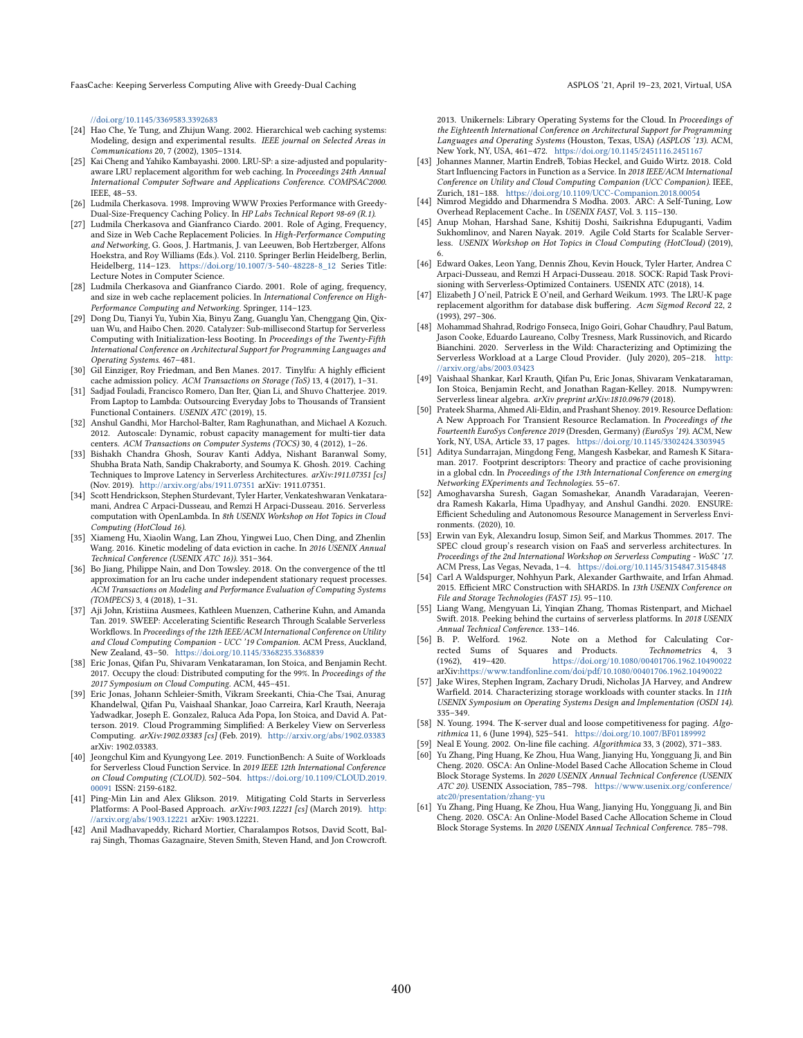//doi.org/10.1145/3369583.3392683

[24] Hao Che, Ye Tung, and Zhijun Wang. 2002. Hierarchical web caching systems: Modeling, design and experimental results. *IEEE journal on Selected Areas in Communications* 20, 7 (2002), 1305–1314.

[25] Kai Cheng and Yahiko Kambayashi. 2000. LRU-SP: a size-adjusted and popularity-aware LRU replacement algorithm for web caching. In *Proceedings 24th Annual International Computer Software and Applications Conference. COMPSAC2000.* IEEE, 48–53.

[26] Ludmila Cherkasova. 1998. Improving WWW Proxies Performance with Greedy-Dual-Size-Frequency Caching Policy. In *HP Labs Technical Report 98-69 (R.1).*

[27] Ludmila Cherkasova and Gianfranco Ciardo. 2001. Role of Aging, Frequency, and Size in Web Cache Replacement Policies. In *High-Performance Computing and Networking*, G. Goos, J. Hartmanis, J. van Leeuwen, Bob Hertzberger, Alfons Hoekstra, and Roy Williams (Eds.). Vol. 2110. Springer Berlin Heidelberg, Berlin, Heidelberg, 114–123. https://doi.org/10.1007/3-540-48228-8_12 Series Title: Lecture Notes in Computer Science.

[28] Ludmila Cherkasova and Gianfranco Ciardo. 2001. Role of aging, frequency, and size in web cache replacement policies. In *International Conference on High-Performance Computing and Networking.* Springer, 114–123.

[29] Dong Du, Tianyi Yu, Yubin Xia, Binyu Zang, Guanglu Yan, Chenggang Qin, Qixuan Wu, and Haibo Chen. 2020. Catalyzer: Sub-millisecond Startup for Serverless Computing with Initialization-less Booting. In *Proceedings of the Twenty-Fifth International Conference on Architectural Support for Programming Languages and Operating Systems.* 467–481.

[30] Gil Einziger, Roy Friedman, and Ben Manes. 2017. Tinylfu: A highly efficient cache admission policy. *ACM Transactions on Storage (ToS)* 13, 4 (2017), 1–31.

[31] Sadjad Fouladi, Francisco Romero, Dan Iter, Qian Li, and Shuvo Chatterjee. 2019. From Laptop to Lambda: Outsourcing Everyday Jobs to Thousands of Transient Functional Containers. *USENIX ATC* (2019), 15.

[32] Anshul Gandhi, Mor Harchol-Balter, Ram Raghunathan, and Michael A Kozuch. 2012. Autoscale: Dynamic, robust capacity management for multi-tier data centers. *ACM Transactions on Computer Systems (TOCS)* 30, 4 (2012), 1–26.

[33] Bishakh Chandra Ghosh, Sourav Kanti Addya, Nishant Baranwal Somy, Shubha Brata Nath, Sandip Chakraborty, and Soumya K. Ghosh. 2019. Caching Techniques to Improve Latency in Serverless Architectures. *arXiv:1911.07351 [cs]* (Nov. 2019). http://arxiv.org/abs/1911.07351 arXiv: 1911.07351.

[34] Scott Hendrickson, Stephen Sturdevant, Tyler Harter, Venkateshwaran Venkataramani, Andrea C Arpaci-Dusseau, and Remzi H Arpaci-Dusseau. 2016. Serverless computation with OpenLambda. In *8th USENIX Workshop on Hot Topics in Cloud Computing (HotCloud 16).*

[35] Xiameng Hu, Xiaolin Wang, Lan Zhou, Yingwei Luo, Chen Ding, and Zhenlin Wang. 2016. Kinetic modeling of data eviction in cache. In *2016 USENIX Annual Technical Conference (USENIX ATC 16)).* 351–364.

[36] Bo Jiang, Philippe Nain, and Don Towsley. 2018. On the convergence of the ttl approximation for an lru cache under independent stationary request processes. *ACM Transactions on Modeling and Performance Evaluation of Computing Systems (TOMPECS)* 3, 4 (2018), 1–31.

[37] Aji John, Kristiina Ausmees, Kathleen Muenzen, Catherine Kuhn, and Amanda Tan. 2019. SWEEP: Accelerating Scientific Research Through Scalable Serverless Workflows. In *Proceedings of the 12th IEEE/ACM International Conference on Utility and Cloud Computing Companion - UCC '19 Companion.* ACM Press, Auckland, New Zealand, 43–50. https://doi.org/10.1145/3368235.3368839

[38] Eric Jonas, Qifan Pu, Shivaram Venkataraman, Ion Stoica, and Benjamin Recht. 2017. Occupy the cloud: Distributed computing for the 99%. In *Proceedings of the 2017 Symposium on Cloud Computing.* ACM, 445–451.

[39] Eric Jonas, Johann Schleier-Smith, Vikram Sreekanti, Chia-Che Tsai, Anurag Khandelwal, Qifan Pu, Vaishaal Shankar, Joao Carreira, Karl Krauth, Neeraja Yadwadkar, Joseph E. Gonzalez, Raluca Ada Popa, Ion Stoica, and David A. Patterson. 2019. Cloud Programming Simplified: A Berkeley View on Serverless Computing. *arXiv:1902.03383 [cs]* (Feb. 2019). http://arxiv.org/abs/1902.03383 arXiv: 1902.03383.

[40] Jeongchul Kim and Kyungyong Lee. 2019. FunctionBench: A Suite of Workloads for Serverless Cloud Function Service. In *2019 IEEE 12th International Conference on Cloud Computing (CLOUD).* 502–504. https://doi.org/10.1109/CLOUD.2019.00091 ISSN: 2159-6182.

[41] Ping-Min Lin and Alex Glikson. 2019. Mitigating Cold Starts in Serverless Platforms: A Pool-Based Approach. *arXiv:1903.12221 [cs]* (March 2019). http://arxiv.org/abs/1903.12221 arXiv: 1903.12221.

[42] Anil Madhavapeddy, Richard Mortier, Charalampos Rotsos, David Scott, Balraj Singh, Thomas Gazagnaire, Steven Smith, Steven Hand, and Jon Crowcroft. 2013. Unikernels: Library Operating Systems for the Cloud. In *Proceedings of the Eighteenth International Conference on Architectural Support for Programming Languages and Operating Systems* (Houston, Texas, USA) *(ASPLOS '13).* ACM, New York, NY, USA, 461–472. https://doi.org/10.1145/2451116.2451167

[43] Johannes Manner, Martin EndreB, Tobias Heckel, and Guido Wirtz. 2018. Cold Start Influencing Factors in Function as a Service. In *2018 IEEE/ACM International Conference on Utility and Cloud Computing Companion (UCC Companion).* IEEE, Zurich, 181–188. https://doi.org/10.1109/UCC-Companion.2018.00054

[44] Nimrod Megiddo and Dharmendra S Modha. 2003. ARC: A Self-Tuning, Low Overhead Replacement Cache.. In *USENIX FAST*, Vol. 3. 115–130.

[45] Anup Mohan, Harshad Sane, Kshitij Doshi, Saikrishna Edupuganti, Vadim Sukhomlinov, and Naren Nayak. 2019. Agile Cold Starts for Scalable Serverless. *USENIX Workshop on Hot Topics in Cloud Computing (HotCloud)* (2019), 6.

[46] Edward Oakes, Leon Yang, Dennis Zhou, Kevin Houck, Tyler Harter, Andrea C Arpaci-Dusseau, and Remzi H Arpaci-Dusseau. 2018. SOCK: Rapid Task Provisioning with Serverless-Optimized Containers. USENIX ATC (2018), 14.

[47] Elizabeth J O'neil, Patrick E O'neil, and Gerhard Weikum. 1993. The LRU-K page replacement algorithm for database disk buffering. *Acm Sigmod Record* 22, 2 (1993), 297–306.

[48] Mohammad Shahrad, Rodrigo Fonseca, Inigo Goiri, Gohar Chaudhry, Paul Batum, Jason Cooke, Eduardo Laureano, Colby Tresness, Mark Russinovich, and Ricardo Bianchini. 2020. Serverless in the Wild: Characterizing and Optimizing the Serverless Workload at a Large Cloud Provider. (July 2020), 205–218. http://arxiv.org/abs/2003.03423

[49] Vaishaal Shankar, Karl Krauth, Qifan Pu, Eric Jonas, Shivaram Venkataraman, Ion Stoica, Benjamin Recht, and Jonathan Ragan-Kelley. 2018. Numpywren: Serverless linear algebra. *arXiv preprint arXiv:1810.09679* (2018).

[50] Prateek Sharma, Ahmed Ali-Eldin, and Prashant Shenoy. 2019. Resource Deflation: A New Approach For Transient Resource Reclamation. In *Proceedings of the Fourteenth EuroSys Conference 2019* (Dresden, Germany) *(EuroSys '19).* ACM, New York, NY, USA, Article 33, 17 pages. https://doi.org/10.1145/3302424.3303945

[51] Aditya Sundarrajan, Mingdong Feng, Mangesh Kasbekar, and Ramesh K Sitaraman. 2017. Footprint descriptors: Theory and practice of cache provisioning in a global cdn. In *Proceedings of the 13th International Conference on emerging Networking EXperiments and Technologies.* 55–67.

[52] Amoghavarsha Suresh, Gagan Somashekar, Anandh Varadarajan, Veerendra Ramesh Kakarla, Hima Upadhyay, and Anshul Gandhi. 2020. ENSURE: Efficient Scheduling and Autonomous Resource Management in Serverless Environments. (2020), 10.

[53] Erwin van Eyk, Alexandru Iosup, Simon Seif, and Markus Thömmes. 2017. The SPEC cloud group's research vision on FaaS and serverless architectures. In *Proceedings of the 2nd International Workshop on Serverless Computing - WoSC '17.* ACM Press, Las Vegas, Nevada, 1–4. https://doi.org/10.1145/3154847.3154848

[54] Carl A Waldspurger, Nohhyun Park, Alexander Garthwaite, and Irfan Ahmad. 2015. Efficient MRC Construction with SHARDS. In *13th USENIX Conference on File and Storage Technologies (FAST 15).* 95–110.

[55] Liang Wang, Mengyuan Li, Yinqian Zhang, Thomas Ristenpart, and Michael Swift. 2018. Peeking behind the curtains of serverless platforms. In *2018 USENIX Annual Technical Conference.* 133–146.

[56] B. P. Welford. 1962. Note on a Method for Calculating Corrected Sums of Squares and Products. *Technometrics* 4, 3 (1962), 419–420. https://doi.org/10.1080/00401706.1962.10490022 arXiv:https://www.tandfonline.com/doi/pdf/10.1080/00401706.1962.10490022

[57] Jake Wires, Stephen Ingram, Zachary Drudi, Nicholas JA Harvey, and Andrew Warfield. 2014. Characterizing storage workloads with counter stacks. In *11th USENIX Symposium on Operating Systems Design and Implementation (OSDI 14).* 335–349.

[58] N. Young. 1994. The K-server dual and loose competitiveness for paging. *Algorithmica* 11, 6 (June 1994), 525–541. https://doi.org/10.1007/BF01189992

[59] Neal E Young. 2002. On-line file caching. *Algorithmica* 33, 3 (2002), 371–383.

[60] Yu Zhang, Ping Huang, Ke Zhou, Hua Wang, Jianying Hu, Yongguang Ji, and Bin Cheng. 2020. OSCA: An Online-Model Based Cache Allocation Scheme in Cloud Block Storage Systems. In *2020 USENIX Annual Technical Conference (USENIX ATC 20).* USENIX Association, 785–798. https://www.usenix.org/conference/atc20/presentation/zhang-yu

[61] Yu Zhang, Ping Huang, Ke Zhou, Hua Wang, Jianying Hu, Yongguang Ji, and Bin Cheng. 2020. OSCA: An Online-Model Based Cache Allocation Scheme in Cloud Block Storage Systems. In *2020 USENIX Annual Technical Conference.* 785–798.